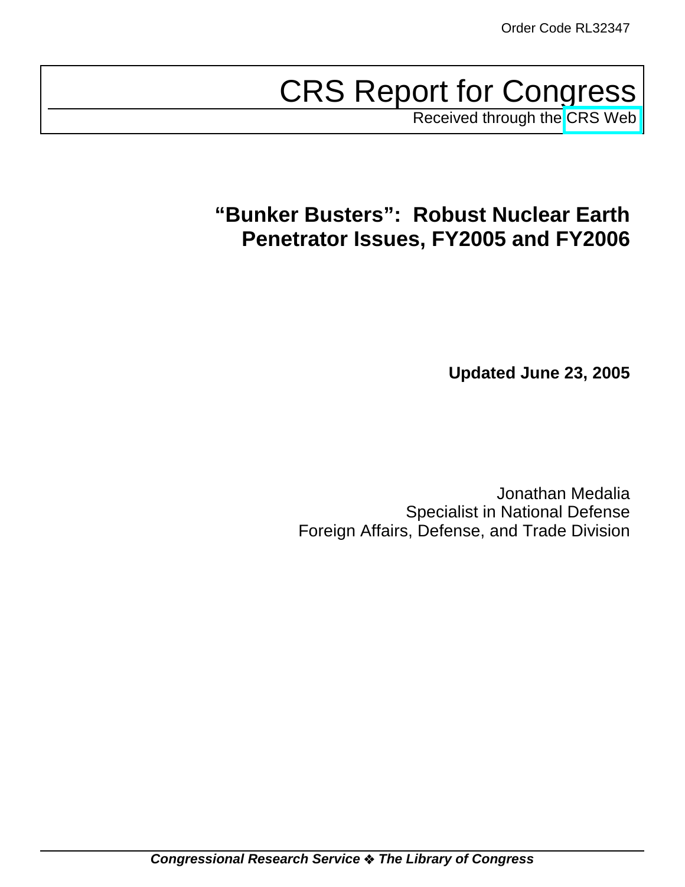Order Code RL32347

# CRS Report for Congress

Received through the CRS Web

# "Bunker Busters": Robust Nuclear Earth Penetrator Issues, FY2005 and FY2006

**Updated June 23, 2005**

Jonathan Medalia
Specialist in National Defense
Foreign Affairs, Defense, and Trade Division

***Congressional Research Service ❖ The Library of Congress***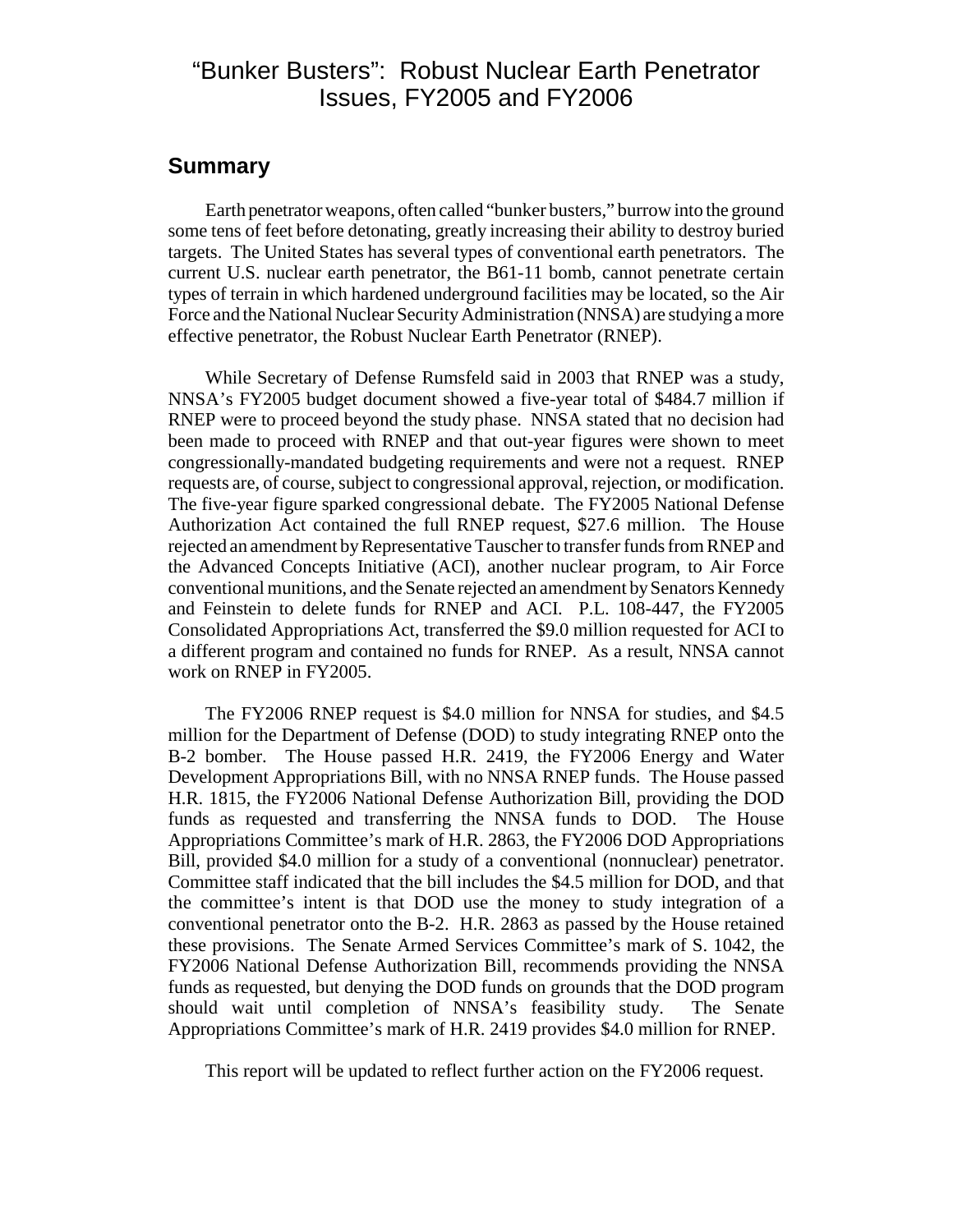# "Bunker Busters": Robust Nuclear Earth Penetrator Issues, FY2005 and FY2006

## Summary

Earth penetrator weapons, often called "bunker busters," burrow into the ground some tens of feet before detonating, greatly increasing their ability to destroy buried targets. The United States has several types of conventional earth penetrators. The current U.S. nuclear earth penetrator, the B61-11 bomb, cannot penetrate certain types of terrain in which hardened underground facilities may be located, so the Air Force and the National Nuclear Security Administration (NNSA) are studying a more effective penetrator, the Robust Nuclear Earth Penetrator (RNEP).

While Secretary of Defense Rumsfeld said in 2003 that RNEP was a study, NNSA's FY2005 budget document showed a five-year total of $484.7 million if RNEP were to proceed beyond the study phase. NNSA stated that no decision had been made to proceed with RNEP and that out-year figures were shown to meet congressionally-mandated budgeting requirements and were not a request. RNEP requests are, of course, subject to congressional approval, rejection, or modification. The five-year figure sparked congressional debate. The FY2005 National Defense Authorization Act contained the full RNEP request, $27.6 million. The House rejected an amendment by Representative Tauscher to transfer funds from RNEP and the Advanced Concepts Initiative (ACI), another nuclear program, to Air Force conventional munitions, and the Senate rejected an amendment by Senators Kennedy and Feinstein to delete funds for RNEP and ACI. P.L. 108-447, the FY2005 Consolidated Appropriations Act, transferred the $9.0 million requested for ACI to a different program and contained no funds for RNEP. As a result, NNSA cannot work on RNEP in FY2005.

The FY2006 RNEP request is $4.0 million for NNSA for studies, and $4.5 million for the Department of Defense (DOD) to study integrating RNEP onto the B-2 bomber. The House passed H.R. 2419, the FY2006 Energy and Water Development Appropriations Bill, with no NNSA RNEP funds. The House passed H.R. 1815, the FY2006 National Defense Authorization Bill, providing the DOD funds as requested and transferring the NNSA funds to DOD. The House Appropriations Committee's mark of H.R. 2863, the FY2006 DOD Appropriations Bill, provided $4.0 million for a study of a conventional (nonnuclear) penetrator. Committee staff indicated that the bill includes the $4.5 million for DOD, and that the committee's intent is that DOD use the money to study integration of a conventional penetrator onto the B-2. H.R. 2863 as passed by the House retained these provisions. The Senate Armed Services Committee's mark of S. 1042, the FY2006 National Defense Authorization Bill, recommends providing the NNSA funds as requested, but denying the DOD funds on grounds that the DOD program should wait until completion of NNSA's feasibility study. The Senate Appropriations Committee's mark of H.R. 2419 provides $4.0 million for RNEP.

This report will be updated to reflect further action on the FY2006 request.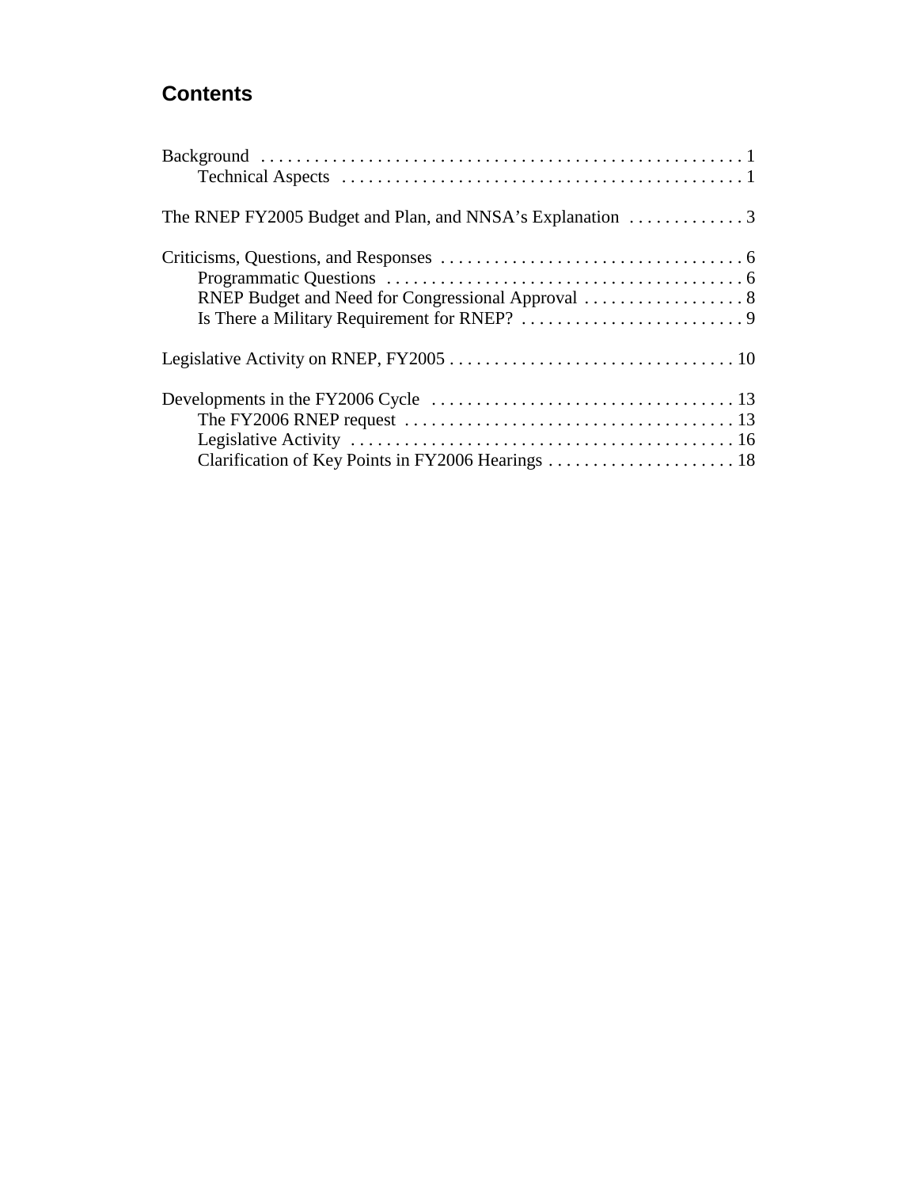## Contents

Background . . . . . . . . . . . . . . . . . . . . . . . . . . . . . . . . . . . . . . . . . . . . . . . . . . . . . 1
    Technical Aspects . . . . . . . . . . . . . . . . . . . . . . . . . . . . . . . . . . . . . . . . . . . . . . 1

The RNEP FY2005 Budget and Plan, and NNSA's Explanation . . . . . . . . . . . . . 3

Criticisms, Questions, and Responses . . . . . . . . . . . . . . . . . . . . . . . . . . . . . . . . . . 6
    Programmatic Questions . . . . . . . . . . . . . . . . . . . . . . . . . . . . . . . . . . . . . . . . . 6
    RNEP Budget and Need for Congressional Approval . . . . . . . . . . . . . . . . . . 8
    Is There a Military Requirement for RNEP? . . . . . . . . . . . . . . . . . . . . . . . . . . 9

Legislative Activity on RNEP, FY2005 . . . . . . . . . . . . . . . . . . . . . . . . . . . . . . . . 10

Developments in the FY2006 Cycle . . . . . . . . . . . . . . . . . . . . . . . . . . . . . . . . . . 13
    The FY2006 RNEP request . . . . . . . . . . . . . . . . . . . . . . . . . . . . . . . . . . . . . 13
    Legislative Activity . . . . . . . . . . . . . . . . . . . . . . . . . . . . . . . . . . . . . . . . . . . 16
    Clarification of Key Points in FY2006 Hearings . . . . . . . . . . . . . . . . . . . . . 18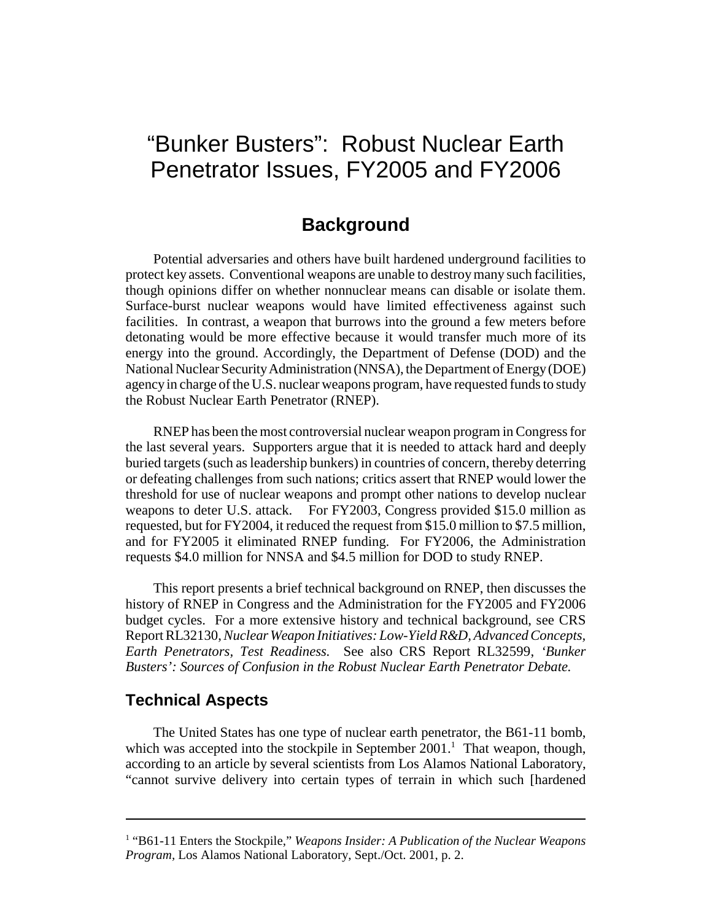# "Bunker Busters": Robust Nuclear Earth Penetrator Issues, FY2005 and FY2006

## Background

Potential adversaries and others have built hardened underground facilities to protect key assets. Conventional weapons are unable to destroy many such facilities, though opinions differ on whether nonnuclear means can disable or isolate them. Surface-burst nuclear weapons would have limited effectiveness against such facilities. In contrast, a weapon that burrows into the ground a few meters before detonating would be more effective because it would transfer much more of its energy into the ground. Accordingly, the Department of Defense (DOD) and the National Nuclear Security Administration (NNSA), the Department of Energy (DOE) agency in charge of the U.S. nuclear weapons program, have requested funds to study the Robust Nuclear Earth Penetrator (RNEP).

RNEP has been the most controversial nuclear weapon program in Congress for the last several years. Supporters argue that it is needed to attack hard and deeply buried targets (such as leadership bunkers) in countries of concern, thereby deterring or defeating challenges from such nations; critics assert that RNEP would lower the threshold for use of nuclear weapons and prompt other nations to develop nuclear weapons to deter U.S. attack. For FY2003, Congress provided $15.0 million as requested, but for FY2004, it reduced the request from $15.0 million to $7.5 million, and for FY2005 it eliminated RNEP funding. For FY2006, the Administration requests $4.0 million for NNSA and $4.5 million for DOD to study RNEP.

This report presents a brief technical background on RNEP, then discusses the history of RNEP in Congress and the Administration for the FY2005 and FY2006 budget cycles. For a more extensive history and technical background, see CRS Report RL32130, *Nuclear Weapon Initiatives: Low-Yield R&D, Advanced Concepts, Earth Penetrators, Test Readiness.* See also CRS Report RL32599, *'Bunker Busters': Sources of Confusion in the Robust Nuclear Earth Penetrator Debate.*

### Technical Aspects

The United States has one type of nuclear earth penetrator, the B61-11 bomb, which was accepted into the stockpile in September 2001.[1] That weapon, though, according to an article by several scientists from Los Alamos National Laboratory, "cannot survive delivery into certain types of terrain in which such [hardened

---

[1] "B61-11 Enters the Stockpile," *Weapons Insider: A Publication of the Nuclear Weapons Program*, Los Alamos National Laboratory, Sept./Oct. 2001, p. 2.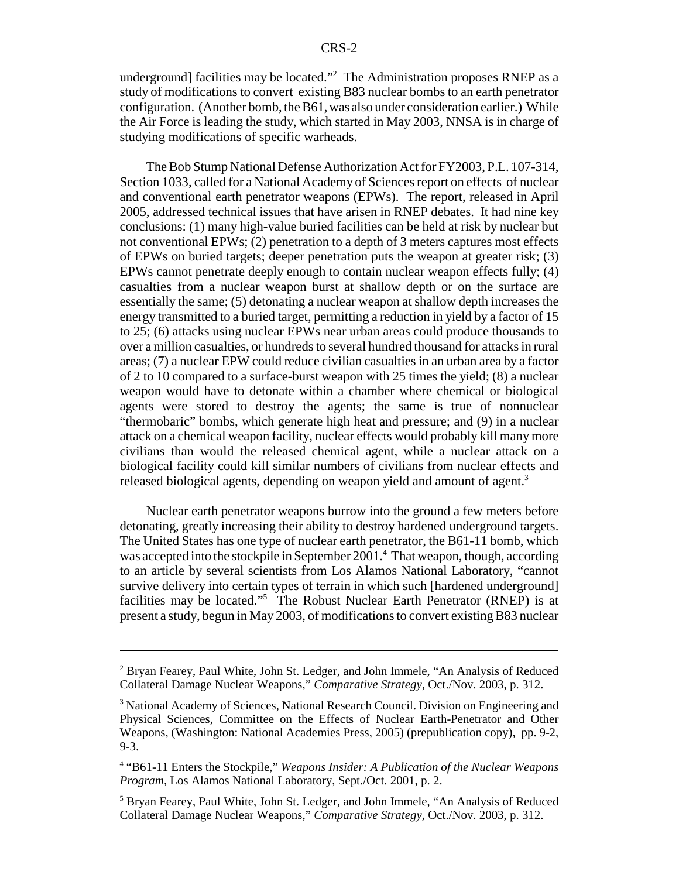underground] facilities may be located."[2] The Administration proposes RNEP as a study of modifications to convert existing B83 nuclear bombs to an earth penetrator configuration. (Another bomb, the B61, was also under consideration earlier.) While the Air Force is leading the study, which started in May 2003, NNSA is in charge of studying modifications of specific warheads.

The Bob Stump National Defense Authorization Act for FY2003, P.L. 107-314, Section 1033, called for a National Academy of Sciences report on effects of nuclear and conventional earth penetrator weapons (EPWs). The report, released in April 2005, addressed technical issues that have arisen in RNEP debates. It had nine key conclusions: (1) many high-value buried facilities can be held at risk by nuclear but not conventional EPWs; (2) penetration to a depth of 3 meters captures most effects of EPWs on buried targets; deeper penetration puts the weapon at greater risk; (3) EPWs cannot penetrate deeply enough to contain nuclear weapon effects fully; (4) casualties from a nuclear weapon burst at shallow depth or on the surface are essentially the same; (5) detonating a nuclear weapon at shallow depth increases the energy transmitted to a buried target, permitting a reduction in yield by a factor of 15 to 25; (6) attacks using nuclear EPWs near urban areas could produce thousands to over a million casualties, or hundreds to several hundred thousand for attacks in rural areas; (7) a nuclear EPW could reduce civilian casualties in an urban area by a factor of 2 to 10 compared to a surface-burst weapon with 25 times the yield; (8) a nuclear weapon would have to detonate within a chamber where chemical or biological agents were stored to destroy the agents; the same is true of nonnuclear "thermobaric" bombs, which generate high heat and pressure; and (9) in a nuclear attack on a chemical weapon facility, nuclear effects would probably kill many more civilians than would the released chemical agent, while a nuclear attack on a biological facility could kill similar numbers of civilians from nuclear effects and released biological agents, depending on weapon yield and amount of agent.[3]

Nuclear earth penetrator weapons burrow into the ground a few meters before detonating, greatly increasing their ability to destroy hardened underground targets. The United States has one type of nuclear earth penetrator, the B61-11 bomb, which was accepted into the stockpile in September 2001.[4] That weapon, though, according to an article by several scientists from Los Alamos National Laboratory, "cannot survive delivery into certain types of terrain in which such [hardened underground] facilities may be located."[5] The Robust Nuclear Earth Penetrator (RNEP) is at present a study, begun in May 2003, of modifications to convert existing B83 nuclear

---

[2] Bryan Fearey, Paul White, John St. Ledger, and John Immele, "An Analysis of Reduced Collateral Damage Nuclear Weapons," *Comparative Strategy,* Oct./Nov. 2003, p. 312.

[3] National Academy of Sciences, National Research Council. Division on Engineering and Physical Sciences, Committee on the Effects of Nuclear Earth-Penetrator and Other Weapons, (Washington: National Academies Press, 2005) (prepublication copy), pp. 9-2, 9-3.

[4] "B61-11 Enters the Stockpile," *Weapons Insider: A Publication of the Nuclear Weapons Program,* Los Alamos National Laboratory, Sept./Oct. 2001, p. 2.

[5] Bryan Fearey, Paul White, John St. Ledger, and John Immele, "An Analysis of Reduced Collateral Damage Nuclear Weapons," *Comparative Strategy,* Oct./Nov. 2003, p. 312.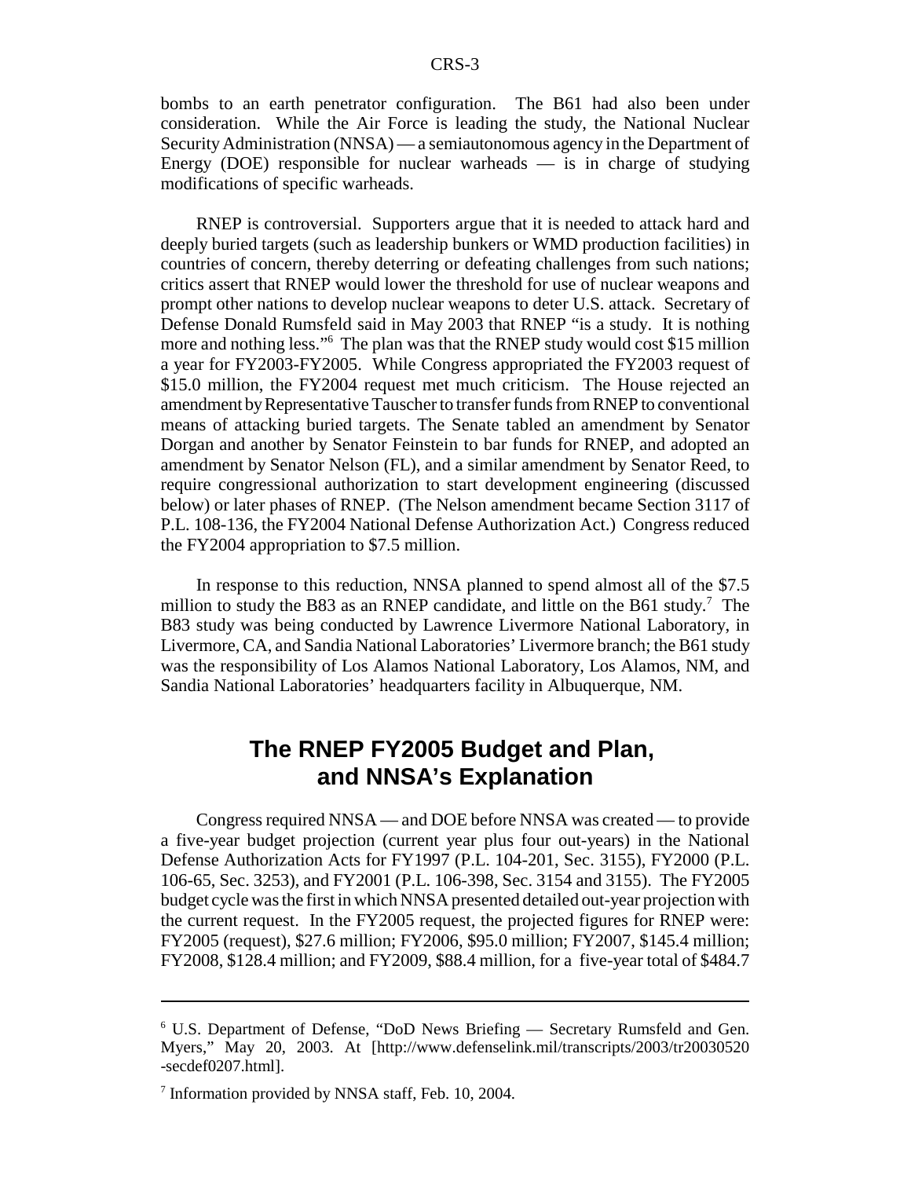bombs to an earth penetrator configuration. The B61 had also been under consideration. While the Air Force is leading the study, the National Nuclear Security Administration (NNSA) — a semiautonomous agency in the Department of Energy (DOE) responsible for nuclear warheads — is in charge of studying modifications of specific warheads.

RNEP is controversial. Supporters argue that it is needed to attack hard and deeply buried targets (such as leadership bunkers or WMD production facilities) in countries of concern, thereby deterring or defeating challenges from such nations; critics assert that RNEP would lower the threshold for use of nuclear weapons and prompt other nations to develop nuclear weapons to deter U.S. attack. Secretary of Defense Donald Rumsfeld said in May 2003 that RNEP "is a study. It is nothing more and nothing less."[6] The plan was that the RNEP study would cost $15 million a year for FY2003-FY2005. While Congress appropriated the FY2003 request of $15.0 million, the FY2004 request met much criticism. The House rejected an amendment by Representative Tauscher to transfer funds from RNEP to conventional means of attacking buried targets. The Senate tabled an amendment by Senator Dorgan and another by Senator Feinstein to bar funds for RNEP, and adopted an amendment by Senator Nelson (FL), and a similar amendment by Senator Reed, to require congressional authorization to start development engineering (discussed below) or later phases of RNEP. (The Nelson amendment became Section 3117 of P.L. 108-136, the FY2004 National Defense Authorization Act.) Congress reduced the FY2004 appropriation to $7.5 million.

In response to this reduction, NNSA planned to spend almost all of the $7.5 million to study the B83 as an RNEP candidate, and little on the B61 study.[7] The B83 study was being conducted by Lawrence Livermore National Laboratory, in Livermore, CA, and Sandia National Laboratories' Livermore branch; the B61 study was the responsibility of Los Alamos National Laboratory, Los Alamos, NM, and Sandia National Laboratories' headquarters facility in Albuquerque, NM.

## The RNEP FY2005 Budget and Plan, and NNSA's Explanation

Congress required NNSA — and DOE before NNSA was created — to provide a five-year budget projection (current year plus four out-years) in the National Defense Authorization Acts for FY1997 (P.L. 104-201, Sec. 3155), FY2000 (P.L. 106-65, Sec. 3253), and FY2001 (P.L. 106-398, Sec. 3154 and 3155). The FY2005 budget cycle was the first in which NNSA presented detailed out-year projection with the current request. In the FY2005 request, the projected figures for RNEP were: FY2005 (request), $27.6 million; FY2006, $95.0 million; FY2007, $145.4 million; FY2008, $128.4 million; and FY2009, $88.4 million, for a five-year total of $484.7

---

[6] U.S. Department of Defense, "DoD News Briefing — Secretary Rumsfeld and Gen. Myers," May 20, 2003. At [http://www.defenselink.mil/transcripts/2003/tr20030520-secdef0207.html].

[7] Information provided by NNSA staff, Feb. 10, 2004.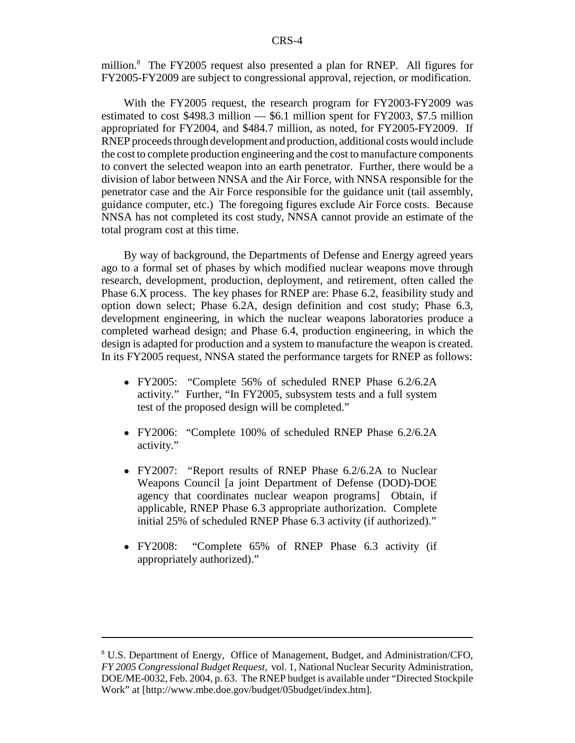million.[8] The FY2005 request also presented a plan for RNEP. All figures for FY2005-FY2009 are subject to congressional approval, rejection, or modification.

With the FY2005 request, the research program for FY2003-FY2009 was estimated to cost $498.3 million — $6.1 million spent for FY2003, $7.5 million appropriated for FY2004, and $484.7 million, as noted, for FY2005-FY2009. If RNEP proceeds through development and production, additional costs would include the cost to complete production engineering and the cost to manufacture components to convert the selected weapon into an earth penetrator. Further, there would be a division of labor between NNSA and the Air Force, with NNSA responsible for the penetrator case and the Air Force responsible for the guidance unit (tail assembly, guidance computer, etc.) The foregoing figures exclude Air Force costs. Because NNSA has not completed its cost study, NNSA cannot provide an estimate of the total program cost at this time.

By way of background, the Departments of Defense and Energy agreed years ago to a formal set of phases by which modified nuclear weapons move through research, development, production, deployment, and retirement, often called the Phase 6.X process. The key phases for RNEP are: Phase 6.2, feasibility study and option down select; Phase 6.2A, design definition and cost study; Phase 6.3, development engineering, in which the nuclear weapons laboratories produce a completed warhead design; and Phase 6.4, production engineering, in which the design is adapted for production and a system to manufacture the weapon is created. In its FY2005 request, NNSA stated the performance targets for RNEP as follows:

- FY2005: "Complete 56% of scheduled RNEP Phase 6.2/6.2A activity." Further, "In FY2005, subsystem tests and a full system test of the proposed design will be completed."
- FY2006: "Complete 100% of scheduled RNEP Phase 6.2/6.2A activity."
- FY2007: "Report results of RNEP Phase 6.2/6.2A to Nuclear Weapons Council [a joint Department of Defense (DOD)-DOE agency that coordinates nuclear weapon programs] Obtain, if applicable, RNEP Phase 6.3 appropriate authorization. Complete initial 25% of scheduled RNEP Phase 6.3 activity (if authorized)."
- FY2008: "Complete 65% of RNEP Phase 6.3 activity (if appropriately authorized)."

---

[8] U.S. Department of Energy, Office of Management, Budget, and Administration/CFO, *FY 2005 Congressional Budget Request*, vol. 1, National Nuclear Security Administration, DOE/ME-0032, Feb. 2004, p. 63. The RNEP budget is available under "Directed Stockpile Work" at [http://www.mbe.doe.gov/budget/05budget/index.htm].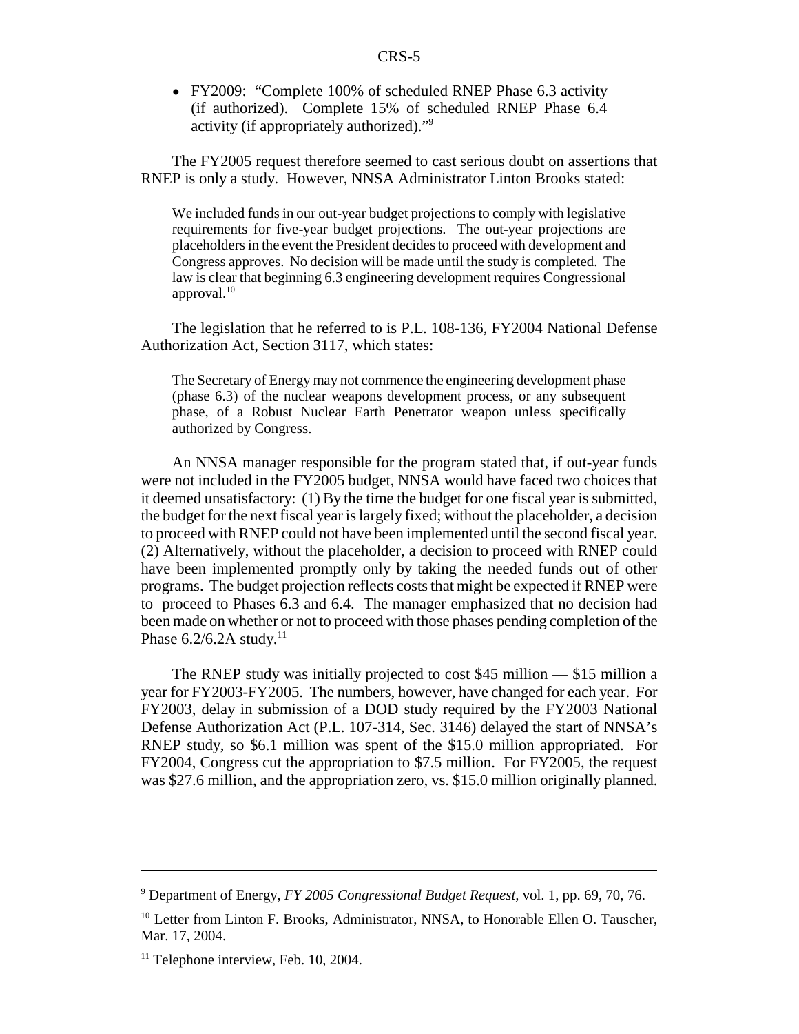- FY2009: "Complete 100% of scheduled RNEP Phase 6.3 activity (if authorized). Complete 15% of scheduled RNEP Phase 6.4 activity (if appropriately authorized)."[9]

The FY2005 request therefore seemed to cast serious doubt on assertions that RNEP is only a study. However, NNSA Administrator Linton Brooks stated:

> We included funds in our out-year budget projections to comply with legislative requirements for five-year budget projections. The out-year projections are placeholders in the event the President decides to proceed with development and Congress approves. No decision will be made until the study is completed. The law is clear that beginning 6.3 engineering development requires Congressional approval.[10]

The legislation that he referred to is P.L. 108-136, FY2004 National Defense Authorization Act, Section 3117, which states:

> The Secretary of Energy may not commence the engineering development phase (phase 6.3) of the nuclear weapons development process, or any subsequent phase, of a Robust Nuclear Earth Penetrator weapon unless specifically authorized by Congress.

An NNSA manager responsible for the program stated that, if out-year funds were not included in the FY2005 budget, NNSA would have faced two choices that it deemed unsatisfactory: (1) By the time the budget for one fiscal year is submitted, the budget for the next fiscal year is largely fixed; without the placeholder, a decision to proceed with RNEP could not have been implemented until the second fiscal year. (2) Alternatively, without the placeholder, a decision to proceed with RNEP could have been implemented promptly only by taking the needed funds out of other programs. The budget projection reflects costs that might be expected if RNEP were to proceed to Phases 6.3 and 6.4. The manager emphasized that no decision had been made on whether or not to proceed with those phases pending completion of the Phase 6.2/6.2A study.[11]

The RNEP study was initially projected to cost \$45 million — \$15 million a year for FY2003-FY2005. The numbers, however, have changed for each year. For FY2003, delay in submission of a DOD study required by the FY2003 National Defense Authorization Act (P.L. 107-314, Sec. 3146) delayed the start of NNSA's RNEP study, so \$6.1 million was spent of the \$15.0 million appropriated. For FY2004, Congress cut the appropriation to \$7.5 million. For FY2005, the request was \$27.6 million, and the appropriation zero, vs. \$15.0 million originally planned.

---

[9] Department of Energy, *FY 2005 Congressional Budget Request,* vol. 1, pp. 69, 70, 76.

[10] Letter from Linton F. Brooks, Administrator, NNSA, to Honorable Ellen O. Tauscher, Mar. 17, 2004.

[11] Telephone interview, Feb. 10, 2004.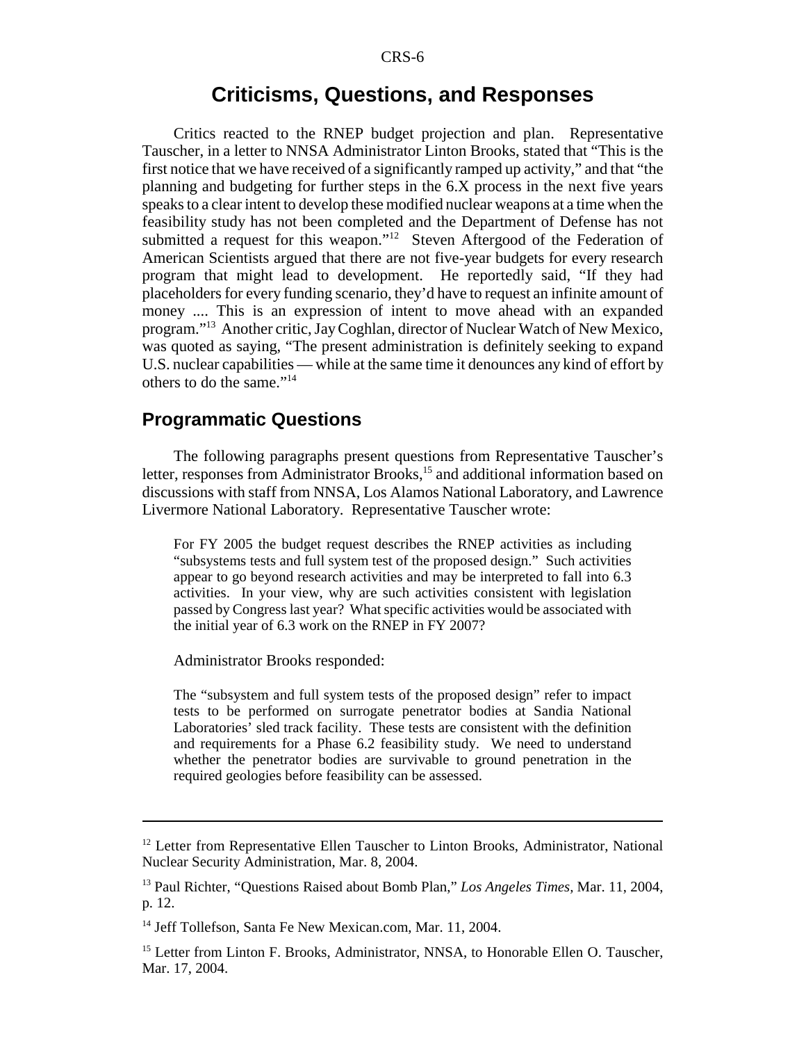# Criticisms, Questions, and Responses

Critics reacted to the RNEP budget projection and plan. Representative Tauscher, in a letter to NNSA Administrator Linton Brooks, stated that "This is the first notice that we have received of a significantly ramped up activity," and that "the planning and budgeting for further steps in the 6.X process in the next five years speaks to a clear intent to develop these modified nuclear weapons at a time when the feasibility study has not been completed and the Department of Defense has not submitted a request for this weapon."[12] Steven Aftergood of the Federation of American Scientists argued that there are not five-year budgets for every research program that might lead to development. He reportedly said, "If they had placeholders for every funding scenario, they'd have to request an infinite amount of money .... This is an expression of intent to move ahead with an expanded program."[13] Another critic, Jay Coghlan, director of Nuclear Watch of New Mexico, was quoted as saying, "The present administration is definitely seeking to expand U.S. nuclear capabilities — while at the same time it denounces any kind of effort by others to do the same."[14]

## Programmatic Questions

The following paragraphs present questions from Representative Tauscher's letter, responses from Administrator Brooks,[15] and additional information based on discussions with staff from NNSA, Los Alamos National Laboratory, and Lawrence Livermore National Laboratory. Representative Tauscher wrote:

> For FY 2005 the budget request describes the RNEP activities as including "subsystems tests and full system test of the proposed design." Such activities appear to go beyond research activities and may be interpreted to fall into 6.3 activities. In your view, why are such activities consistent with legislation passed by Congress last year? What specific activities would be associated with the initial year of 6.3 work on the RNEP in FY 2007?

Administrator Brooks responded:

> The "subsystem and full system tests of the proposed design" refer to impact tests to be performed on surrogate penetrator bodies at Sandia National Laboratories' sled track facility. These tests are consistent with the definition and requirements for a Phase 6.2 feasibility study. We need to understand whether the penetrator bodies are survivable to ground penetration in the required geologies before feasibility can be assessed.

---

[12] Letter from Representative Ellen Tauscher to Linton Brooks, Administrator, National Nuclear Security Administration, Mar. 8, 2004.

[13] Paul Richter, "Questions Raised about Bomb Plan," *Los Angeles Times,* Mar. 11, 2004, p. 12.

[14] Jeff Tollefson, Santa Fe New Mexican.com, Mar. 11, 2004.

[15] Letter from Linton F. Brooks, Administrator, NNSA, to Honorable Ellen O. Tauscher, Mar. 17, 2004.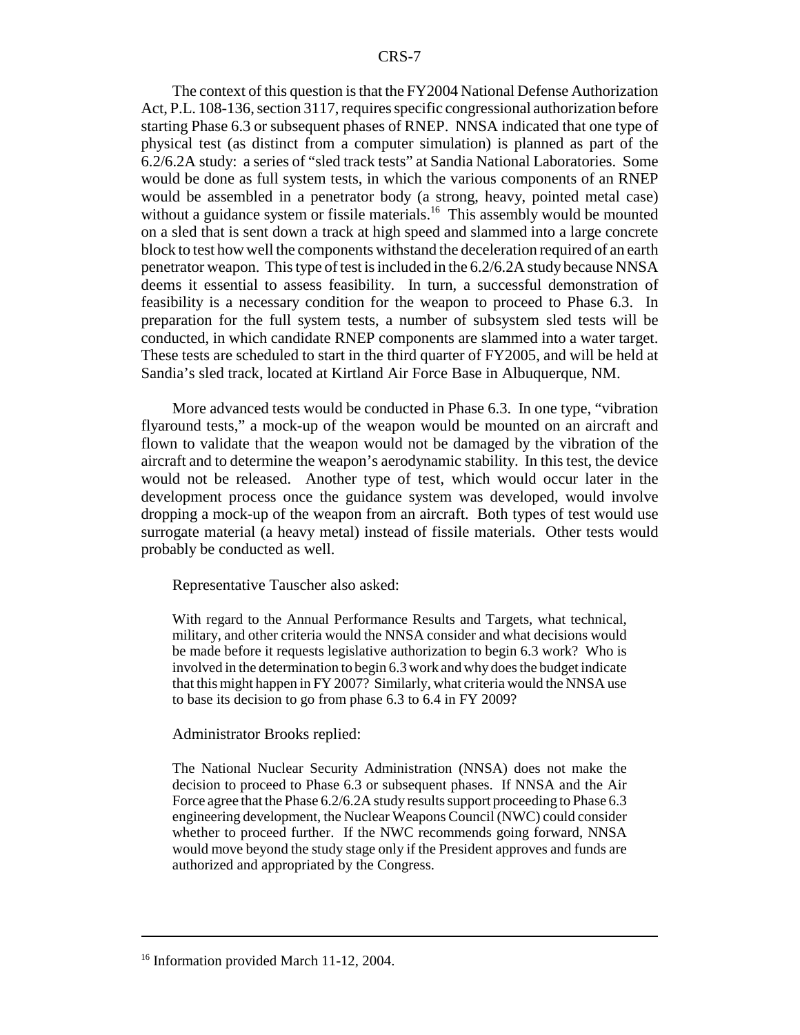The context of this question is that the FY2004 National Defense Authorization Act, P.L. 108-136, section 3117, requires specific congressional authorization before starting Phase 6.3 or subsequent phases of RNEP. NNSA indicated that one type of physical test (as distinct from a computer simulation) is planned as part of the 6.2/6.2A study: a series of "sled track tests" at Sandia National Laboratories. Some would be done as full system tests, in which the various components of an RNEP would be assembled in a penetrator body (a strong, heavy, pointed metal case) without a guidance system or fissile materials.[16] This assembly would be mounted on a sled that is sent down a track at high speed and slammed into a large concrete block to test how well the components withstand the deceleration required of an earth penetrator weapon. This type of test is included in the 6.2/6.2A study because NNSA deems it essential to assess feasibility. In turn, a successful demonstration of feasibility is a necessary condition for the weapon to proceed to Phase 6.3. In preparation for the full system tests, a number of subsystem sled tests will be conducted, in which candidate RNEP components are slammed into a water target. These tests are scheduled to start in the third quarter of FY2005, and will be held at Sandia's sled track, located at Kirtland Air Force Base in Albuquerque, NM.

More advanced tests would be conducted in Phase 6.3. In one type, "vibration flyaround tests," a mock-up of the weapon would be mounted on an aircraft and flown to validate that the weapon would not be damaged by the vibration of the aircraft and to determine the weapon's aerodynamic stability. In this test, the device would not be released. Another type of test, which would occur later in the development process once the guidance system was developed, would involve dropping a mock-up of the weapon from an aircraft. Both types of test would use surrogate material (a heavy metal) instead of fissile materials. Other tests would probably be conducted as well.

Representative Tauscher also asked:

> With regard to the Annual Performance Results and Targets, what technical, military, and other criteria would the NNSA consider and what decisions would be made before it requests legislative authorization to begin 6.3 work? Who is involved in the determination to begin 6.3 work and why does the budget indicate that this might happen in FY 2007? Similarly, what criteria would the NNSA use to base its decision to go from phase 6.3 to 6.4 in FY 2009?

Administrator Brooks replied:

> The National Nuclear Security Administration (NNSA) does not make the decision to proceed to Phase 6.3 or subsequent phases. If NNSA and the Air Force agree that the Phase 6.2/6.2A study results support proceeding to Phase 6.3 engineering development, the Nuclear Weapons Council (NWC) could consider whether to proceed further. If the NWC recommends going forward, NNSA would move beyond the study stage only if the President approves and funds are authorized and appropriated by the Congress.

---

[16] Information provided March 11-12, 2004.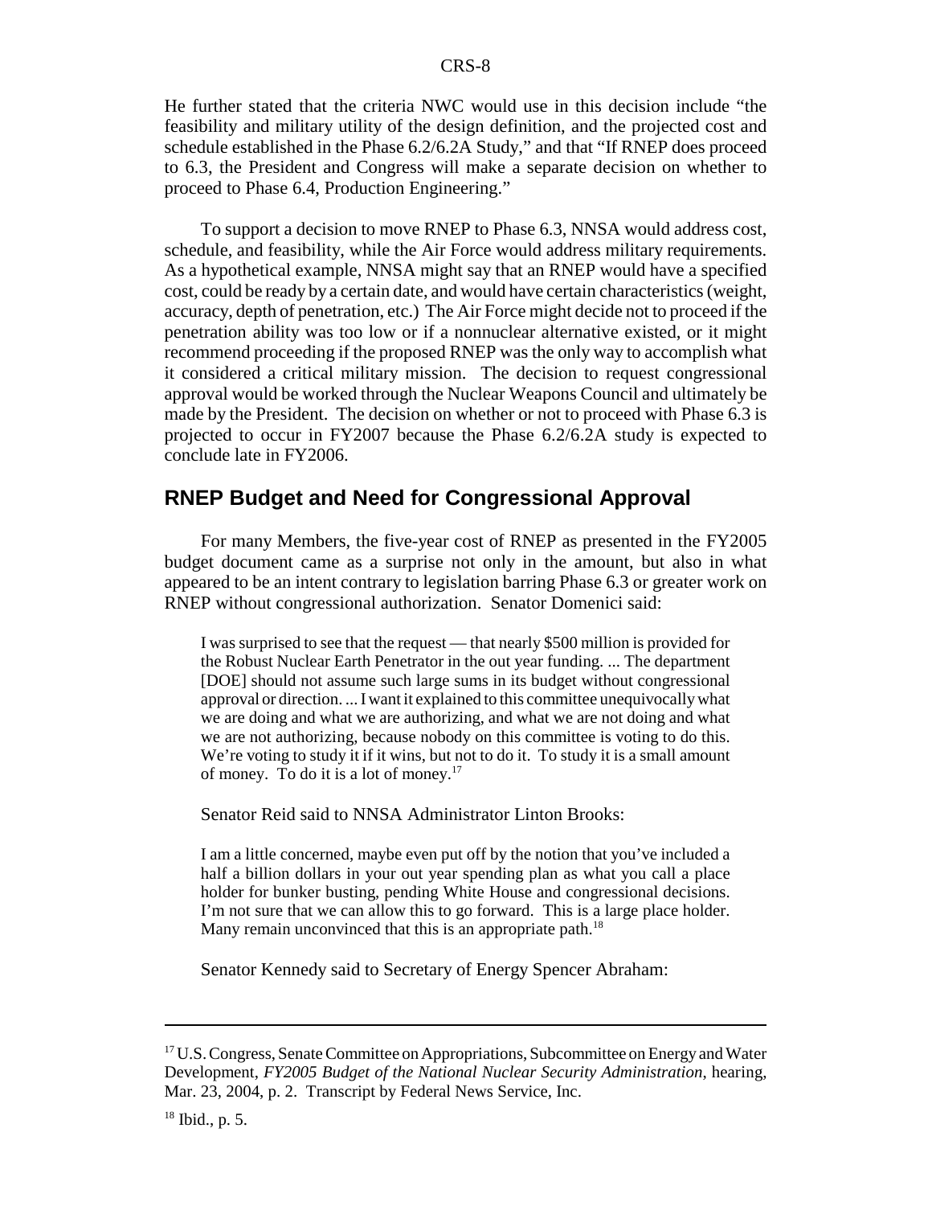He further stated that the criteria NWC would use in this decision include "the feasibility and military utility of the design definition, and the projected cost and schedule established in the Phase 6.2/6.2A Study," and that "If RNEP does proceed to 6.3, the President and Congress will make a separate decision on whether to proceed to Phase 6.4, Production Engineering."

To support a decision to move RNEP to Phase 6.3, NNSA would address cost, schedule, and feasibility, while the Air Force would address military requirements. As a hypothetical example, NNSA might say that an RNEP would have a specified cost, could be ready by a certain date, and would have certain characteristics (weight, accuracy, depth of penetration, etc.) The Air Force might decide not to proceed if the penetration ability was too low or if a nonnuclear alternative existed, or it might recommend proceeding if the proposed RNEP was the only way to accomplish what it considered a critical military mission. The decision to request congressional approval would be worked through the Nuclear Weapons Council and ultimately be made by the President. The decision on whether or not to proceed with Phase 6.3 is projected to occur in FY2007 because the Phase 6.2/6.2A study is expected to conclude late in FY2006.

## RNEP Budget and Need for Congressional Approval

For many Members, the five-year cost of RNEP as presented in the FY2005 budget document came as a surprise not only in the amount, but also in what appeared to be an intent contrary to legislation barring Phase 6.3 or greater work on RNEP without congressional authorization. Senator Domenici said:

> I was surprised to see that the request — that nearly $500 million is provided for the Robust Nuclear Earth Penetrator in the out year funding. ... The department [DOE] should not assume such large sums in its budget without congressional approval or direction. ... I want it explained to this committee unequivocally what we are doing and what we are authorizing, and what we are not doing and what we are not authorizing, because nobody on this committee is voting to do this. We're voting to study it if it wins, but not to do it. To study it is a small amount of money. To do it is a lot of money.[17]

Senator Reid said to NNSA Administrator Linton Brooks:

> I am a little concerned, maybe even put off by the notion that you've included a half a billion dollars in your out year spending plan as what you call a place holder for bunker busting, pending White House and congressional decisions. I'm not sure that we can allow this to go forward. This is a large place holder. Many remain unconvinced that this is an appropriate path.[18]

Senator Kennedy said to Secretary of Energy Spencer Abraham:

---

[17] U.S. Congress, Senate Committee on Appropriations, Subcommittee on Energy and Water Development, *FY2005 Budget of the National Nuclear Security Administration*, hearing, Mar. 23, 2004, p. 2. Transcript by Federal News Service, Inc.

[18] Ibid., p. 5.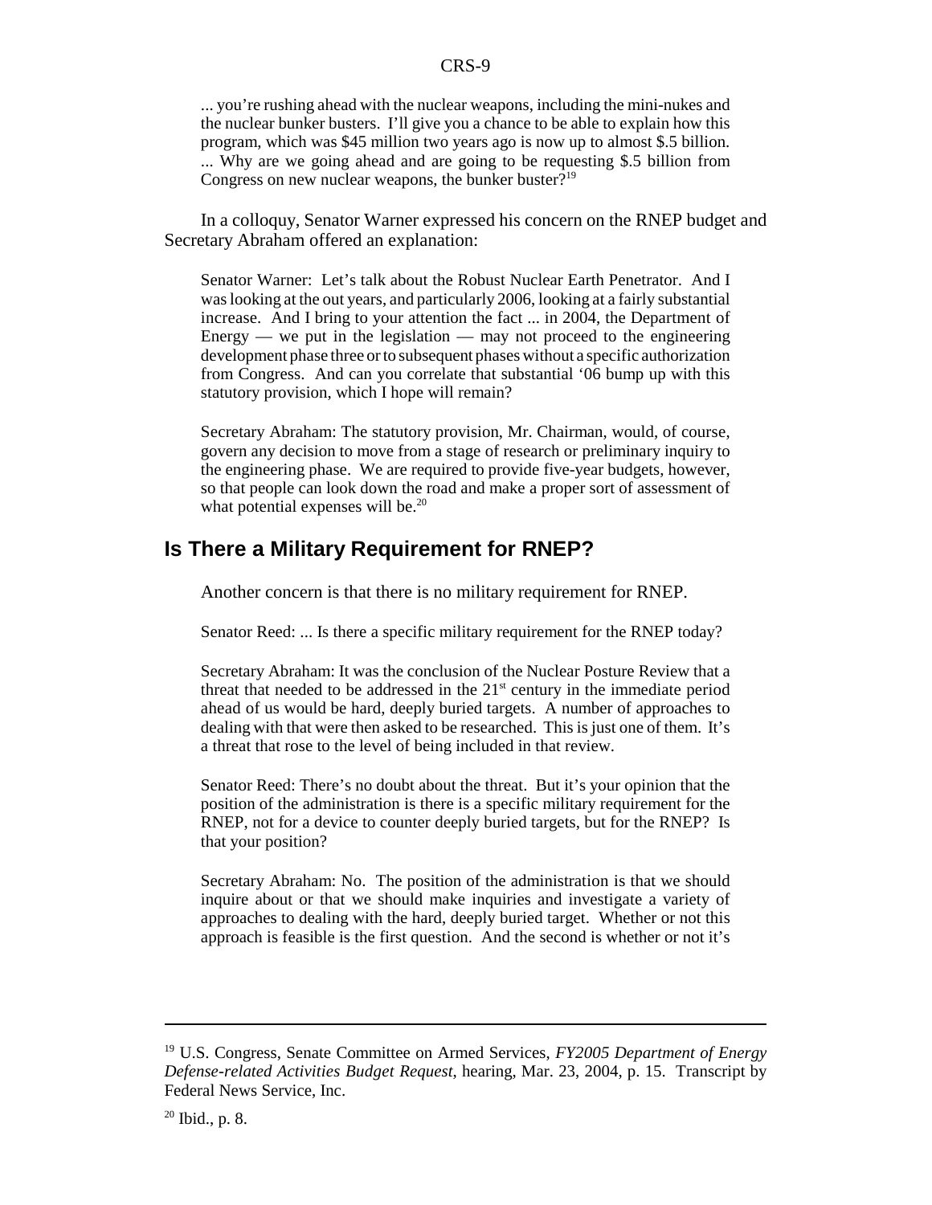... you're rushing ahead with the nuclear weapons, including the mini-nukes and the nuclear bunker busters. I'll give you a chance to be able to explain how this program, which was $45 million two years ago is now up to almost $.5 billion. ... Why are we going ahead and are going to be requesting $.5 billion from Congress on new nuclear weapons, the bunker buster?[19]

In a colloquy, Senator Warner expressed his concern on the RNEP budget and Secretary Abraham offered an explanation:

Senator Warner: Let's talk about the Robust Nuclear Earth Penetrator. And I was looking at the out years, and particularly 2006, looking at a fairly substantial increase. And I bring to your attention the fact ... in 2004, the Department of Energy — we put in the legislation — may not proceed to the engineering development phase three or to subsequent phases without a specific authorization from Congress. And can you correlate that substantial '06 bump up with this statutory provision, which I hope will remain?

Secretary Abraham: The statutory provision, Mr. Chairman, would, of course, govern any decision to move from a stage of research or preliminary inquiry to the engineering phase. We are required to provide five-year budgets, however, so that people can look down the road and make a proper sort of assessment of what potential expenses will be.[20]

## Is There a Military Requirement for RNEP?

Another concern is that there is no military requirement for RNEP.

Senator Reed: ... Is there a specific military requirement for the RNEP today?

Secretary Abraham: It was the conclusion of the Nuclear Posture Review that a threat that needed to be addressed in the 21st century in the immediate period ahead of us would be hard, deeply buried targets. A number of approaches to dealing with that were then asked to be researched. This is just one of them. It's a threat that rose to the level of being included in that review.

Senator Reed: There's no doubt about the threat. But it's your opinion that the position of the administration is there is a specific military requirement for the RNEP, not for a device to counter deeply buried targets, but for the RNEP? Is that your position?

Secretary Abraham: No. The position of the administration is that we should inquire about or that we should make inquiries and investigate a variety of approaches to dealing with the hard, deeply buried target. Whether or not this approach is feasible is the first question. And the second is whether or not it's

---

[19] U.S. Congress, Senate Committee on Armed Services, *FY2005 Department of Energy Defense-related Activities Budget Request*, hearing, Mar. 23, 2004, p. 15. Transcript by Federal News Service, Inc.

[20] Ibid., p. 8.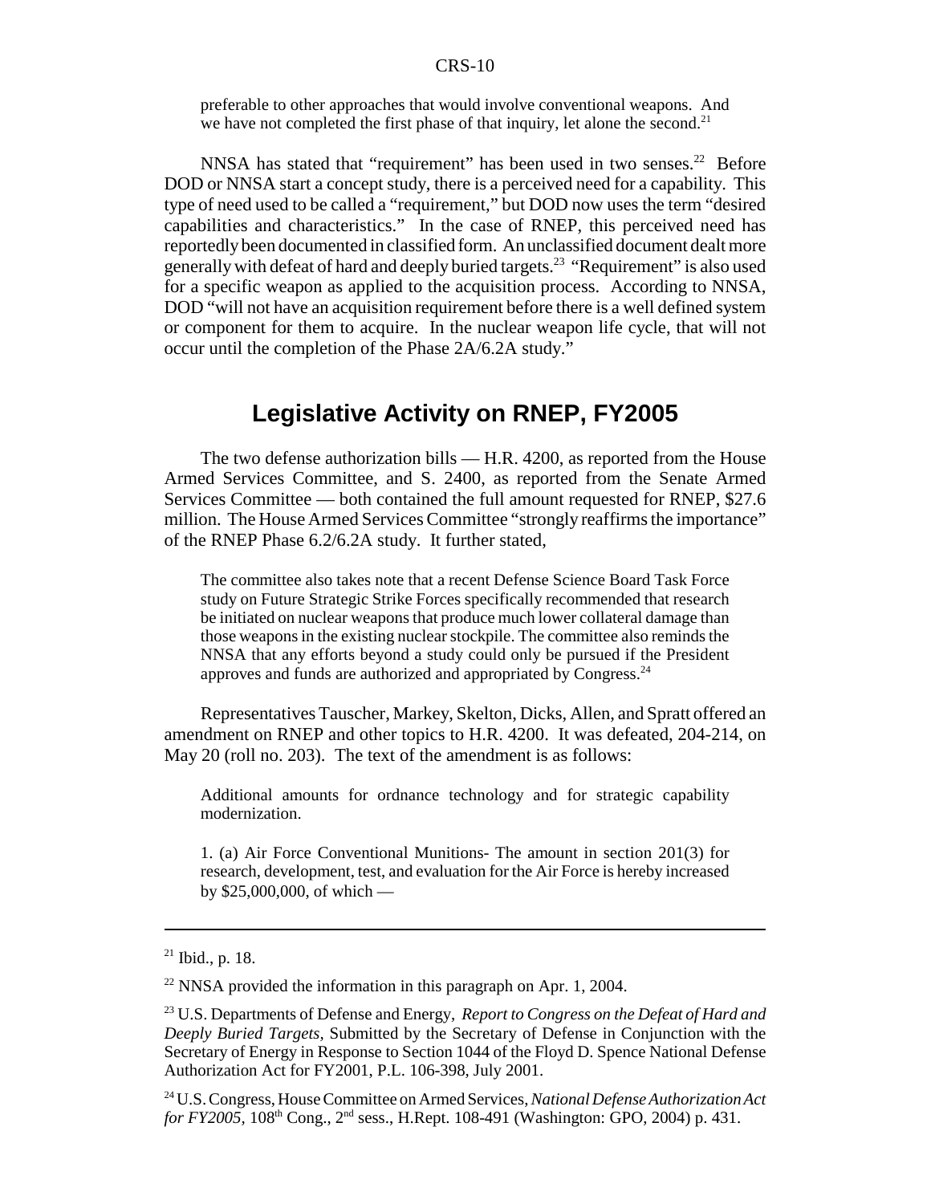> preferable to other approaches that would involve conventional weapons. And we have not completed the first phase of that inquiry, let alone the second.[21]

NNSA has stated that "requirement" has been used in two senses.[22] Before DOD or NNSA start a concept study, there is a perceived need for a capability. This type of need used to be called a "requirement," but DOD now uses the term "desired capabilities and characteristics." In the case of RNEP, this perceived need has reportedly been documented in classified form. An unclassified document dealt more generally with defeat of hard and deeply buried targets.[23] "Requirement" is also used for a specific weapon as applied to the acquisition process. According to NNSA, DOD "will not have an acquisition requirement before there is a well defined system or component for them to acquire. In the nuclear weapon life cycle, that will not occur until the completion of the Phase 2A/6.2A study."

## Legislative Activity on RNEP, FY2005

The two defense authorization bills — H.R. 4200, as reported from the House Armed Services Committee, and S. 2400, as reported from the Senate Armed Services Committee — both contained the full amount requested for RNEP, $27.6 million. The House Armed Services Committee "strongly reaffirms the importance" of the RNEP Phase 6.2/6.2A study. It further stated,

> The committee also takes note that a recent Defense Science Board Task Force study on Future Strategic Strike Forces specifically recommended that research be initiated on nuclear weapons that produce much lower collateral damage than those weapons in the existing nuclear stockpile. The committee also reminds the NNSA that any efforts beyond a study could only be pursued if the President approves and funds are authorized and appropriated by Congress.[24]

Representatives Tauscher, Markey, Skelton, Dicks, Allen, and Spratt offered an amendment on RNEP and other topics to H.R. 4200. It was defeated, 204-214, on May 20 (roll no. 203). The text of the amendment is as follows:

> Additional amounts for ordnance technology and for strategic capability modernization.
>
> 1. (a) Air Force Conventional Munitions- The amount in section 201(3) for research, development, test, and evaluation for the Air Force is hereby increased by $25,000,000, of which —

---

[21] Ibid., p. 18.

[22] NNSA provided the information in this paragraph on Apr. 1, 2004.

[23] U.S. Departments of Defense and Energy, *Report to Congress on the Defeat of Hard and Deeply Buried Targets,* Submitted by the Secretary of Defense in Conjunction with the Secretary of Energy in Response to Section 1044 of the Floyd D. Spence National Defense Authorization Act for FY2001, P.L. 106-398, July 2001.

[24] U.S. Congress, House Committee on Armed Services, *National Defense Authorization Act for FY2005,* 108th Cong., 2nd sess., H.Rept. 108-491 (Washington: GPO, 2004) p. 431.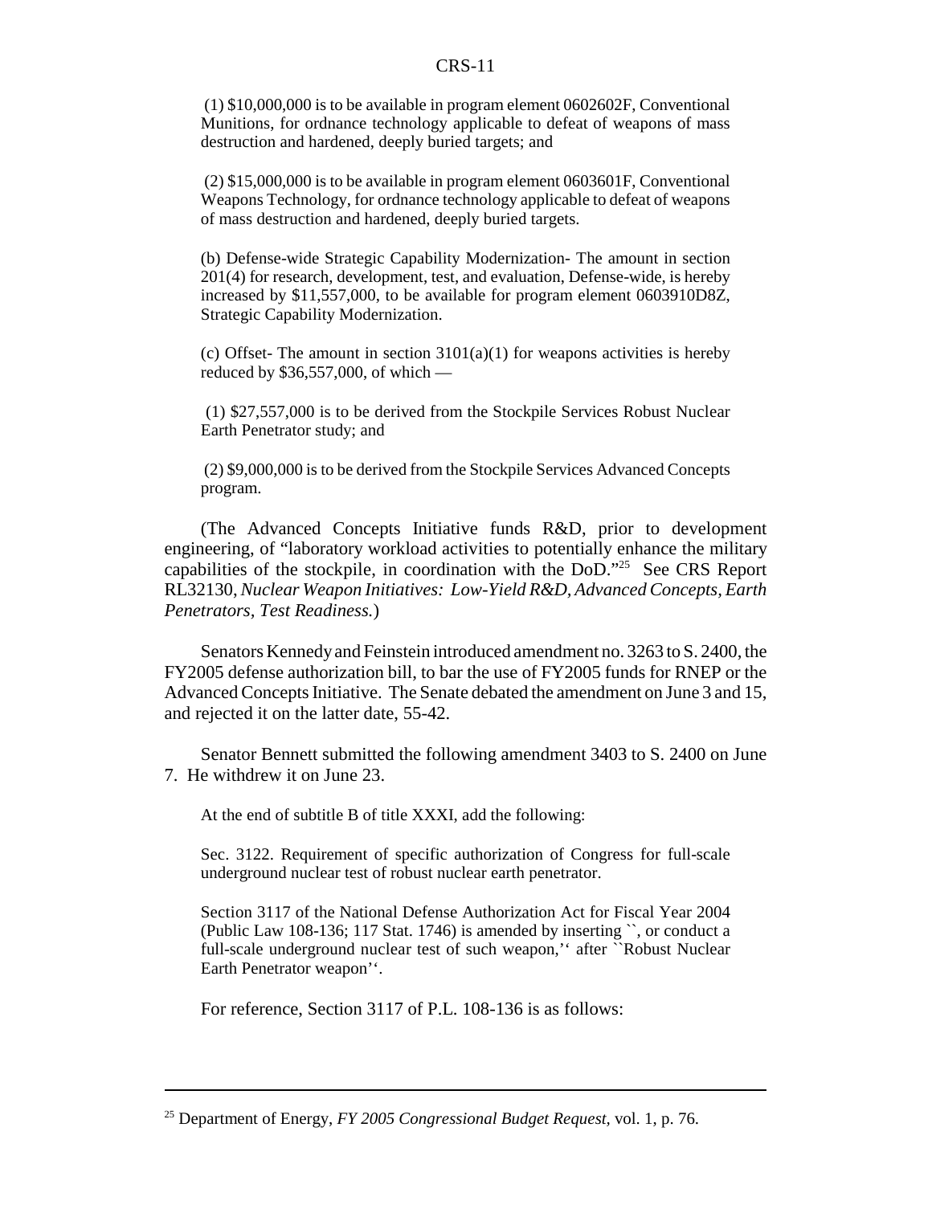(1) $10,000,000 is to be available in program element 0602602F, Conventional Munitions, for ordnance technology applicable to defeat of weapons of mass destruction and hardened, deeply buried targets; and

(2) $15,000,000 is to be available in program element 0603601F, Conventional Weapons Technology, for ordnance technology applicable to defeat of weapons of mass destruction and hardened, deeply buried targets.

(b) Defense-wide Strategic Capability Modernization- The amount in section 201(4) for research, development, test, and evaluation, Defense-wide, is hereby increased by $11,557,000, to be available for program element 0603910D8Z, Strategic Capability Modernization.

(c) Offset- The amount in section 3101(a)(1) for weapons activities is hereby reduced by $36,557,000, of which —

(1) $27,557,000 is to be derived from the Stockpile Services Robust Nuclear Earth Penetrator study; and

(2) $9,000,000 is to be derived from the Stockpile Services Advanced Concepts program.

(The Advanced Concepts Initiative funds R&D, prior to development engineering, of "laboratory workload activities to potentially enhance the military capabilities of the stockpile, in coordination with the DoD."[25] See CRS Report RL32130, *Nuclear Weapon Initiatives: Low-Yield R&D, Advanced Concepts, Earth Penetrators, Test Readiness.*)

Senators Kennedy and Feinstein introduced amendment no. 3263 to S. 2400, the FY2005 defense authorization bill, to bar the use of FY2005 funds for RNEP or the Advanced Concepts Initiative. The Senate debated the amendment on June 3 and 15, and rejected it on the latter date, 55-42.

Senator Bennett submitted the following amendment 3403 to S. 2400 on June 7. He withdrew it on June 23.

At the end of subtitle B of title XXXI, add the following:

Sec. 3122. Requirement of specific authorization of Congress for full-scale underground nuclear test of robust nuclear earth penetrator.

Section 3117 of the National Defense Authorization Act for Fiscal Year 2004 (Public Law 108-136; 117 Stat. 1746) is amended by inserting ``, or conduct a full-scale underground nuclear test of such weapon,'' after ``Robust Nuclear Earth Penetrator weapon''.

For reference, Section 3117 of P.L. 108-136 is as follows:

---

[25] Department of Energy, *FY 2005 Congressional Budget Request*, vol. 1, p. 76.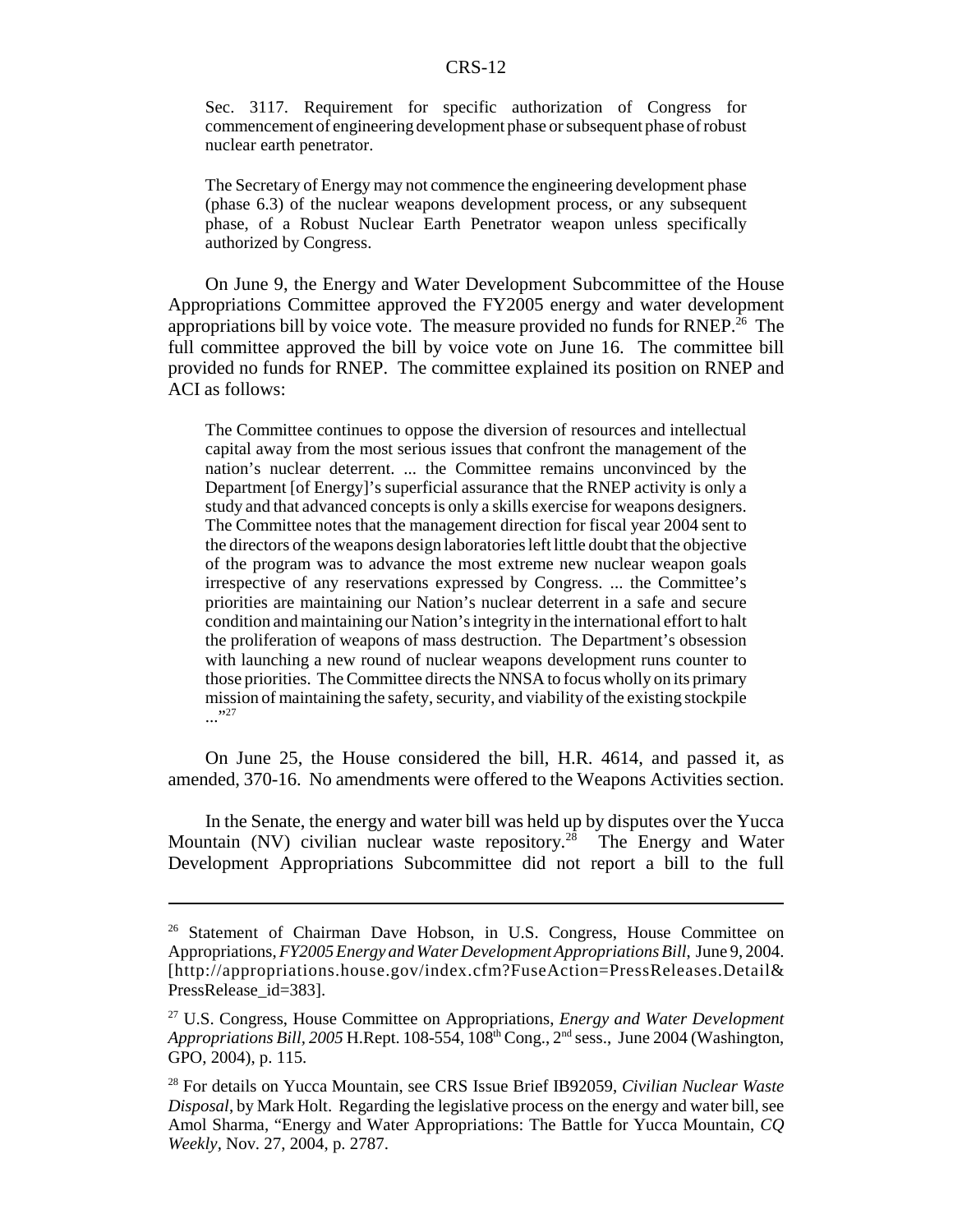> Sec. 3117. Requirement for specific authorization of Congress for commencement of engineering development phase or subsequent phase of robust nuclear earth penetrator.
>
> The Secretary of Energy may not commence the engineering development phase (phase 6.3) of the nuclear weapons development process, or any subsequent phase, of a Robust Nuclear Earth Penetrator weapon unless specifically authorized by Congress.

On June 9, the Energy and Water Development Subcommittee of the House Appropriations Committee approved the FY2005 energy and water development appropriations bill by voice vote. The measure provided no funds for RNEP.[26] The full committee approved the bill by voice vote on June 16. The committee bill provided no funds for RNEP. The committee explained its position on RNEP and ACI as follows:

> The Committee continues to oppose the diversion of resources and intellectual capital away from the most serious issues that confront the management of the nation's nuclear deterrent. ... the Committee remains unconvinced by the Department [of Energy]'s superficial assurance that the RNEP activity is only a study and that advanced concepts is only a skills exercise for weapons designers. The Committee notes that the management direction for fiscal year 2004 sent to the directors of the weapons design laboratories left little doubt that the objective of the program was to advance the most extreme new nuclear weapon goals irrespective of any reservations expressed by Congress. ... the Committee's priorities are maintaining our Nation's nuclear deterrent in a safe and secure condition and maintaining our Nation's integrity in the international effort to halt the proliferation of weapons of mass destruction. The Department's obsession with launching a new round of nuclear weapons development runs counter to those priorities. The Committee directs the NNSA to focus wholly on its primary mission of maintaining the safety, security, and viability of the existing stockpile ..."[27]

On June 25, the House considered the bill, H.R. 4614, and passed it, as amended, 370-16. No amendments were offered to the Weapons Activities section.

In the Senate, the energy and water bill was held up by disputes over the Yucca Mountain (NV) civilian nuclear waste repository.[28] The Energy and Water Development Appropriations Subcommittee did not report a bill to the full

---

[26] Statement of Chairman Dave Hobson, in U.S. Congress, House Committee on Appropriations, *FY2005 Energy and Water Development Appropriations Bill*, June 9, 2004. [http://appropriations.house.gov/index.cfm?FuseAction=PressReleases.Detail&PressRelease_id=383].

[27] U.S. Congress, House Committee on Appropriations, *Energy and Water Development Appropriations Bill, 2005* H.Rept. 108-554, 108th Cong., 2nd sess., June 2004 (Washington, GPO, 2004), p. 115.

[28] For details on Yucca Mountain, see CRS Issue Brief IB92059, *Civilian Nuclear Waste Disposal*, by Mark Holt. Regarding the legislative process on the energy and water bill, see Amol Sharma, "Energy and Water Appropriations: The Battle for Yucca Mountain, *CQ Weekly*, Nov. 27, 2004, p. 2787.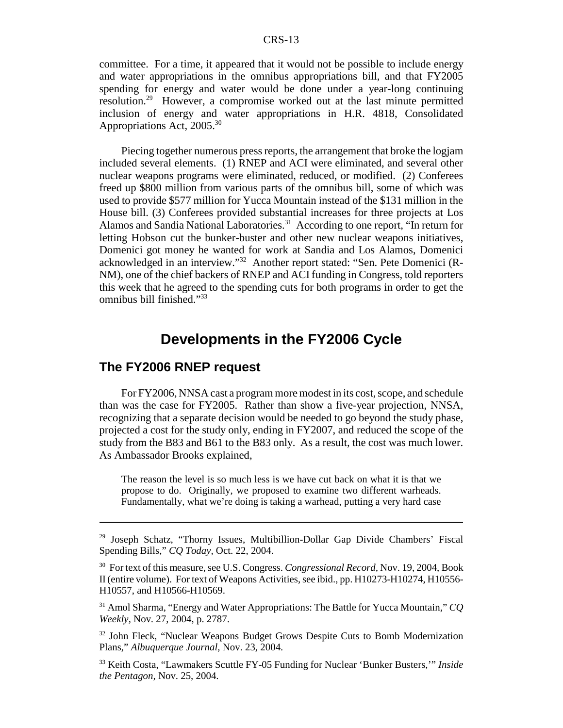committee. For a time, it appeared that it would not be possible to include energy and water appropriations in the omnibus appropriations bill, and that FY2005 spending for energy and water would be done under a year-long continuing resolution.[29] However, a compromise worked out at the last minute permitted inclusion of energy and water appropriations in H.R. 4818, Consolidated Appropriations Act, 2005.[30]

Piecing together numerous press reports, the arrangement that broke the logjam included several elements. (1) RNEP and ACI were eliminated, and several other nuclear weapons programs were eliminated, reduced, or modified. (2) Conferees freed up $800 million from various parts of the omnibus bill, some of which was used to provide $577 million for Yucca Mountain instead of the $131 million in the House bill. (3) Conferees provided substantial increases for three projects at Los Alamos and Sandia National Laboratories.[31] According to one report, "In return for letting Hobson cut the bunker-buster and other new nuclear weapons initiatives, Domenici got money he wanted for work at Sandia and Los Alamos, Domenici acknowledged in an interview."[32] Another report stated: "Sen. Pete Domenici (R-NM), one of the chief backers of RNEP and ACI funding in Congress, told reporters this week that he agreed to the spending cuts for both programs in order to get the omnibus bill finished."[33]

# Developments in the FY2006 Cycle

## The FY2006 RNEP request

For FY2006, NNSA cast a program more modest in its cost, scope, and schedule than was the case for FY2005. Rather than show a five-year projection, NNSA, recognizing that a separate decision would be needed to go beyond the study phase, projected a cost for the study only, ending in FY2007, and reduced the scope of the study from the B83 and B61 to the B83 only. As a result, the cost was much lower. As Ambassador Brooks explained,

> The reason the level is so much less is we have cut back on what it is that we propose to do. Originally, we proposed to examine two different warheads. Fundamentally, what we're doing is taking a warhead, putting a very hard case

---

[29] Joseph Schatz, "Thorny Issues, Multibillion-Dollar Gap Divide Chambers' Fiscal Spending Bills," *CQ Today*, Oct. 22, 2004.

[30] For text of this measure, see U.S. Congress. *Congressional Record*, Nov. 19, 2004, Book II (entire volume). For text of Weapons Activities, see ibid., pp. H10273-H10274, H10556-H10557, and H10566-H10569.

[31] Amol Sharma, "Energy and Water Appropriations: The Battle for Yucca Mountain," *CQ Weekly*, Nov. 27, 2004, p. 2787.

[32] John Fleck, "Nuclear Weapons Budget Grows Despite Cuts to Bomb Modernization Plans," *Albuquerque Journal*, Nov. 23, 2004.

[33] Keith Costa, "Lawmakers Scuttle FY-05 Funding for Nuclear 'Bunker Busters,'" *Inside the Pentagon*, Nov. 25, 2004.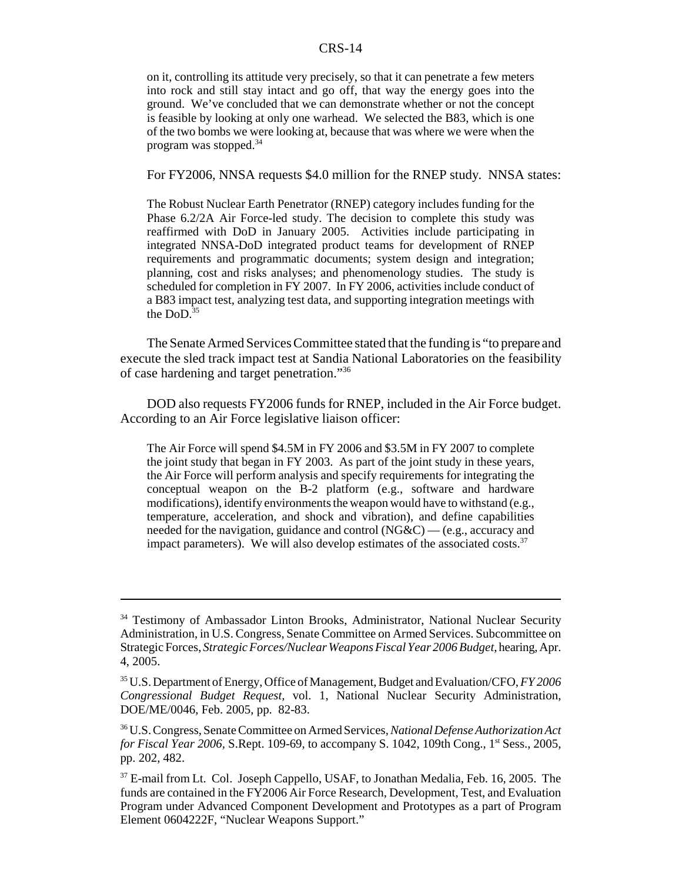on it, controlling its attitude very precisely, so that it can penetrate a few meters into rock and still stay intact and go off, that way the energy goes into the ground. We've concluded that we can demonstrate whether or not the concept is feasible by looking at only one warhead. We selected the B83, which is one of the two bombs we were looking at, because that was where we were when the program was stopped.[34]

For FY2006, NNSA requests $4.0 million for the RNEP study. NNSA states:

> The Robust Nuclear Earth Penetrator (RNEP) category includes funding for the Phase 6.2/2A Air Force-led study. The decision to complete this study was reaffirmed with DoD in January 2005. Activities include participating in integrated NNSA-DoD integrated product teams for development of RNEP requirements and programmatic documents; system design and integration; planning, cost and risks analyses; and phenomenology studies. The study is scheduled for completion in FY 2007. In FY 2006, activities include conduct of a B83 impact test, analyzing test data, and supporting integration meetings with the DoD.[35]

The Senate Armed Services Committee stated that the funding is "to prepare and execute the sled track impact test at Sandia National Laboratories on the feasibility of case hardening and target penetration."[36]

DOD also requests FY2006 funds for RNEP, included in the Air Force budget. According to an Air Force legislative liaison officer:

> The Air Force will spend $4.5M in FY 2006 and $3.5M in FY 2007 to complete the joint study that began in FY 2003. As part of the joint study in these years, the Air Force will perform analysis and specify requirements for integrating the conceptual weapon on the B-2 platform (e.g., software and hardware modifications), identify environments the weapon would have to withstand (e.g., temperature, acceleration, and shock and vibration), and define capabilities needed for the navigation, guidance and control (NG&C) — (e.g., accuracy and impact parameters). We will also develop estimates of the associated costs.[37]

---

[34] Testimony of Ambassador Linton Brooks, Administrator, National Nuclear Security Administration, in U.S. Congress, Senate Committee on Armed Services. Subcommittee on Strategic Forces, *Strategic Forces/Nuclear Weapons Fiscal Year 2006 Budget*, hearing, Apr. 4, 2005.

[35] U.S. Department of Energy, Office of Management, Budget and Evaluation/CFO, *FY 2006 Congressional Budget Request*, vol. 1, National Nuclear Security Administration, DOE/ME/0046, Feb. 2005, pp. 82-83.

[36] U.S. Congress, Senate Committee on Armed Services, *National Defense Authorization Act for Fiscal Year 2006*, S.Rept. 109-69, to accompany S. 1042, 109th Cong., 1st Sess., 2005, pp. 202, 482.

[37] E-mail from Lt. Col. Joseph Cappello, USAF, to Jonathan Medalia, Feb. 16, 2005. The funds are contained in the FY2006 Air Force Research, Development, Test, and Evaluation Program under Advanced Component Development and Prototypes as a part of Program Element 0604222F, "Nuclear Weapons Support."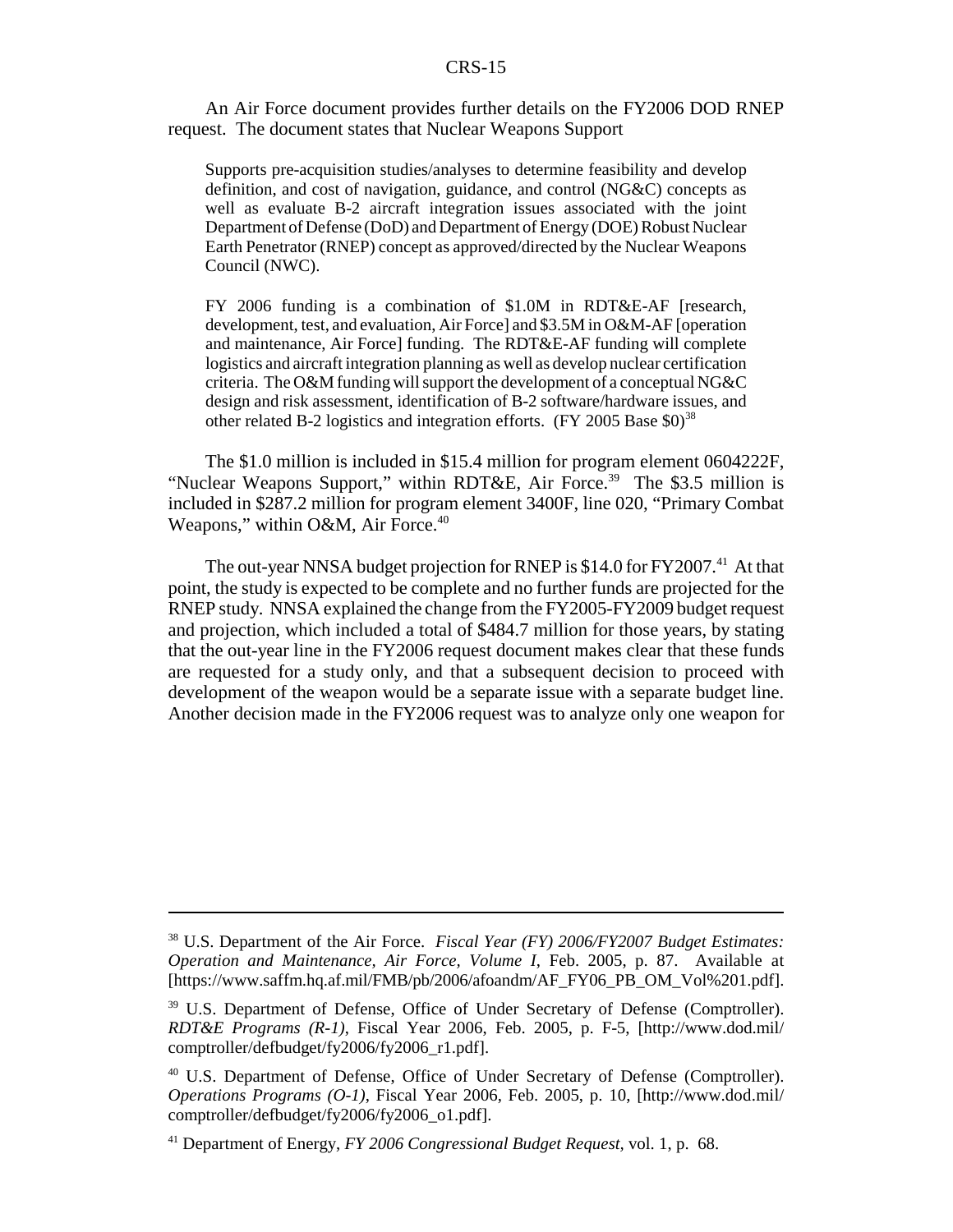An Air Force document provides further details on the FY2006 DOD RNEP request. The document states that Nuclear Weapons Support

> Supports pre-acquisition studies/analyses to determine feasibility and develop definition, and cost of navigation, guidance, and control (NG&C) concepts as well as evaluate B-2 aircraft integration issues associated with the joint Department of Defense (DoD) and Department of Energy (DOE) Robust Nuclear Earth Penetrator (RNEP) concept as approved/directed by the Nuclear Weapons Council (NWC).
>
> FY 2006 funding is a combination of $1.0M in RDT&E-AF [research, development, test, and evaluation, Air Force] and $3.5M in O&M-AF [operation and maintenance, Air Force] funding. The RDT&E-AF funding will complete logistics and aircraft integration planning as well as develop nuclear certification criteria. The O&M funding will support the development of a conceptual NG&C design and risk assessment, identification of B-2 software/hardware issues, and other related B-2 logistics and integration efforts. (FY 2005 Base $0)[38]

The $1.0 million is included in $15.4 million for program element 0604222F, "Nuclear Weapons Support," within RDT&E, Air Force.[39] The $3.5 million is included in $287.2 million for program element 3400F, line 020, "Primary Combat Weapons," within O&M, Air Force.[40]

The out-year NNSA budget projection for RNEP is $14.0 for FY2007.[41] At that point, the study is expected to be complete and no further funds are projected for the RNEP study. NNSA explained the change from the FY2005-FY2009 budget request and projection, which included a total of $484.7 million for those years, by stating that the out-year line in the FY2006 request document makes clear that these funds are requested for a study only, and that a subsequent decision to proceed with development of the weapon would be a separate issue with a separate budget line. Another decision made in the FY2006 request was to analyze only one weapon for

---

[38] U.S. Department of the Air Force. *Fiscal Year (FY) 2006/FY2007 Budget Estimates: Operation and Maintenance, Air Force, Volume I*, Feb. 2005, p. 87. Available at [https://www.saffm.hq.af.mil/FMB/pb/2006/afoandm/AF_FY06_PB_OM_Vol%201.pdf].

[39] U.S. Department of Defense, Office of Under Secretary of Defense (Comptroller). *RDT&E Programs (R-1)*, Fiscal Year 2006, Feb. 2005, p. F-5, [http://www.dod.mil/comptroller/defbudget/fy2006/fy2006_r1.pdf].

[40] U.S. Department of Defense, Office of Under Secretary of Defense (Comptroller). *Operations Programs (O-1)*, Fiscal Year 2006, Feb. 2005, p. 10, [http://www.dod.mil/comptroller/defbudget/fy2006/fy2006_o1.pdf].

[41] Department of Energy, *FY 2006 Congressional Budget Request*, vol. 1, p. 68.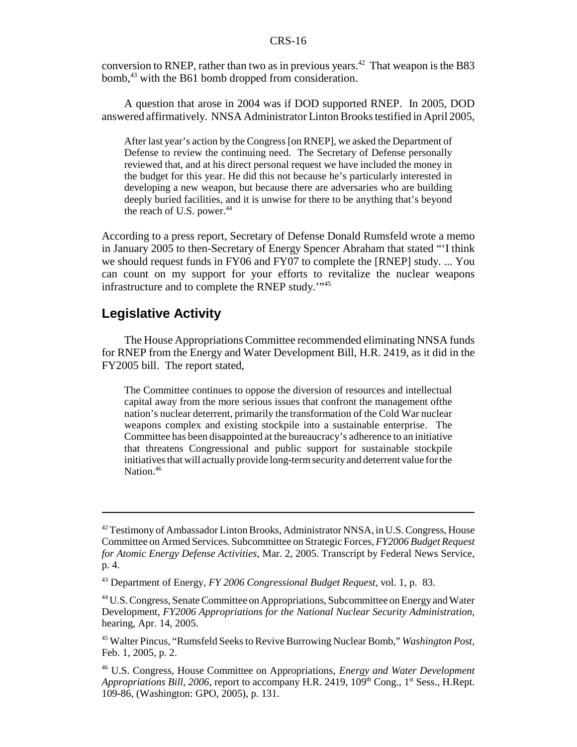conversion to RNEP, rather than two as in previous years.[42] That weapon is the B83 bomb,[43] with the B61 bomb dropped from consideration.

A question that arose in 2004 was if DOD supported RNEP. In 2005, DOD answered affirmatively. NNSA Administrator Linton Brooks testified in April 2005,

> After last year's action by the Congress [on RNEP], we asked the Department of Defense to review the continuing need. The Secretary of Defense personally reviewed that, and at his direct personal request we have included the money in the budget for this year. He did this not because he's particularly interested in developing a new weapon, but because there are adversaries who are building deeply buried facilities, and it is unwise for there to be anything that's beyond the reach of U.S. power.[44]

According to a press report, Secretary of Defense Donald Rumsfeld wrote a memo in January 2005 to then-Secretary of Energy Spencer Abraham that stated "'I think we should request funds in FY06 and FY07 to complete the [RNEP] study. ... You can count on my support for your efforts to revitalize the nuclear weapons infrastructure and to complete the RNEP study.'"[45]

## Legislative Activity

The House Appropriations Committee recommended eliminating NNSA funds for RNEP from the Energy and Water Development Bill, H.R. 2419, as it did in the FY2005 bill. The report stated,

> The Committee continues to oppose the diversion of resources and intellectual capital away from the more serious issues that confront the management ofthe nation's nuclear deterrent, primarily the transformation of the Cold War nuclear weapons complex and existing stockpile into a sustainable enterprise. The Committee has been disappointed at the bureaucracy's adherence to an initiative that threatens Congressional and public support for sustainable stockpile initiatives that will actually provide long-term security and deterrent value for the Nation.[46]

---

[42] Testimony of Ambassador Linton Brooks, Administrator NNSA, in U.S. Congress, House Committee on Armed Services. Subcommittee on Strategic Forces, *FY2006 Budget Request for Atomic Energy Defense Activities*, Mar. 2, 2005. Transcript by Federal News Service, p. 4.

[43] Department of Energy, *FY 2006 Congressional Budget Request*, vol. 1, p. 83.

[44] U.S. Congress, Senate Committee on Appropriations, Subcommittee on Energy and Water Development, *FY2006 Appropriations for the National Nuclear Security Administration*, hearing, Apr. 14, 2005.

[45] Walter Pincus, "Rumsfeld Seeks to Revive Burrowing Nuclear Bomb," *Washington Post*, Feb. 1, 2005, p. 2.

[46] U.S. Congress, House Committee on Appropriations, *Energy and Water Development Appropriations Bill, 2006*, report to accompany H.R. 2419, 109th Cong., 1st Sess., H.Rept. 109-86, (Washington: GPO, 2005), p. 131.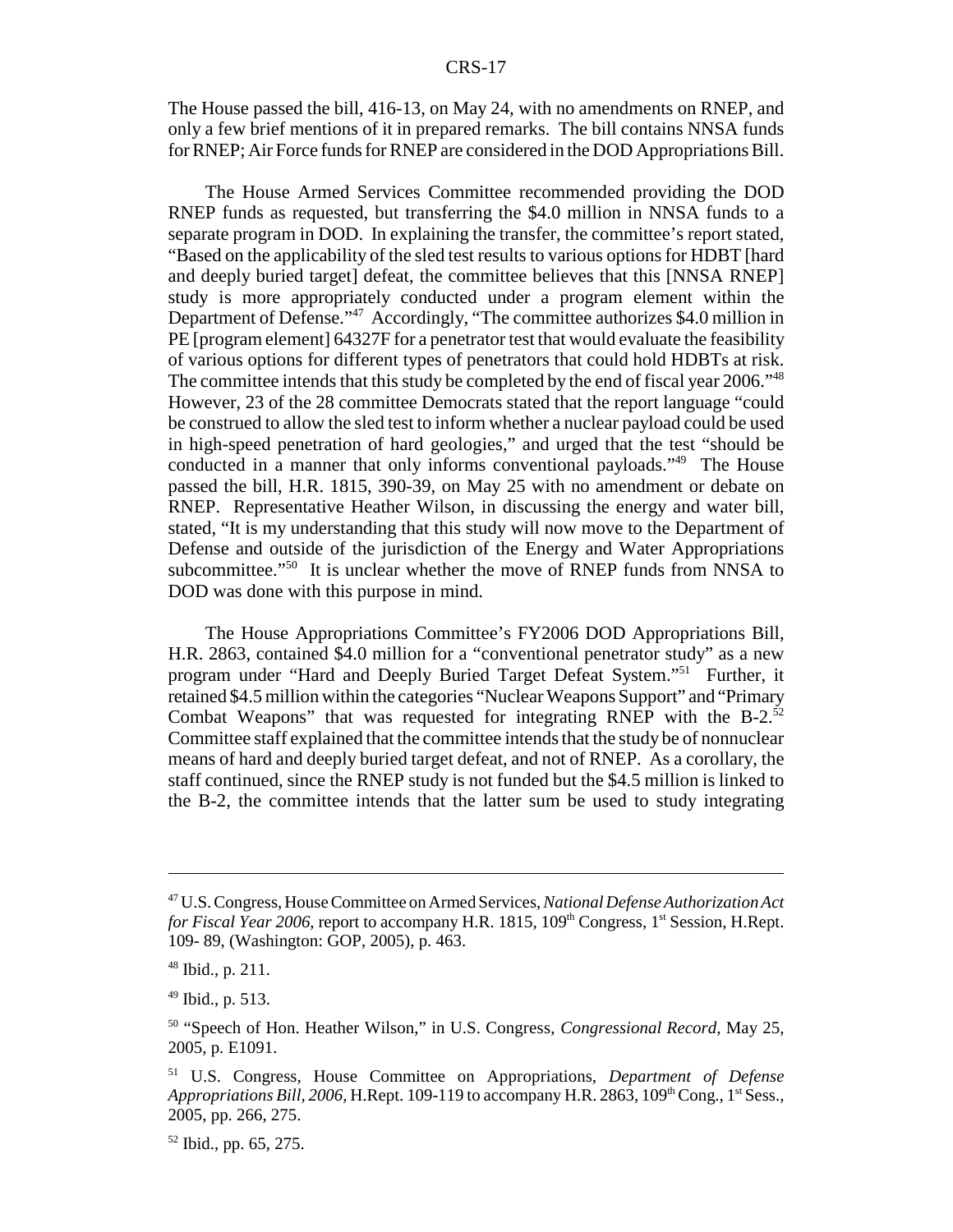The House passed the bill, 416-13, on May 24, with no amendments on RNEP, and only a few brief mentions of it in prepared remarks. The bill contains NNSA funds for RNEP; Air Force funds for RNEP are considered in the DOD Appropriations Bill.

The House Armed Services Committee recommended providing the DOD RNEP funds as requested, but transferring the $4.0 million in NNSA funds to a separate program in DOD. In explaining the transfer, the committee's report stated, "Based on the applicability of the sled test results to various options for HDBT [hard and deeply buried target] defeat, the committee believes that this [NNSA RNEP] study is more appropriately conducted under a program element within the Department of Defense."[47] Accordingly, "The committee authorizes $4.0 million in PE [program element] 64327F for a penetrator test that would evaluate the feasibility of various options for different types of penetrators that could hold HDBTs at risk. The committee intends that this study be completed by the end of fiscal year 2006."[48] However, 23 of the 28 committee Democrats stated that the report language "could be construed to allow the sled test to inform whether a nuclear payload could be used in high-speed penetration of hard geologies," and urged that the test "should be conducted in a manner that only informs conventional payloads."[49] The House passed the bill, H.R. 1815, 390-39, on May 25 with no amendment or debate on RNEP. Representative Heather Wilson, in discussing the energy and water bill, stated, "It is my understanding that this study will now move to the Department of Defense and outside of the jurisdiction of the Energy and Water Appropriations subcommittee."[50] It is unclear whether the move of RNEP funds from NNSA to DOD was done with this purpose in mind.

The House Appropriations Committee's FY2006 DOD Appropriations Bill, H.R. 2863, contained $4.0 million for a "conventional penetrator study" as a new program under "Hard and Deeply Buried Target Defeat System."[51] Further, it retained $4.5 million within the categories "Nuclear Weapons Support" and "Primary Combat Weapons" that was requested for integrating RNEP with the B-2.[52] Committee staff explained that the committee intends that the study be of nonnuclear means of hard and deeply buried target defeat, and not of RNEP. As a corollary, the staff continued, since the RNEP study is not funded but the $4.5 million is linked to the B-2, the committee intends that the latter sum be used to study integrating

---

[47] U.S. Congress, House Committee on Armed Services, *National Defense Authorization Act for Fiscal Year 2006*, report to accompany H.R. 1815, 109th Congress, 1st Session, H.Rept. 109- 89, (Washington: GOP, 2005), p. 463.

[48] Ibid., p. 211.

[49] Ibid., p. 513.

[50] "Speech of Hon. Heather Wilson," in U.S. Congress, *Congressional Record*, May 25, 2005, p. E1091.

[51] U.S. Congress, House Committee on Appropriations, *Department of Defense Appropriations Bill, 2006*, H.Rept. 109-119 to accompany H.R. 2863, 109th Cong., 1st Sess., 2005, pp. 266, 275.

[52] Ibid., pp. 65, 275.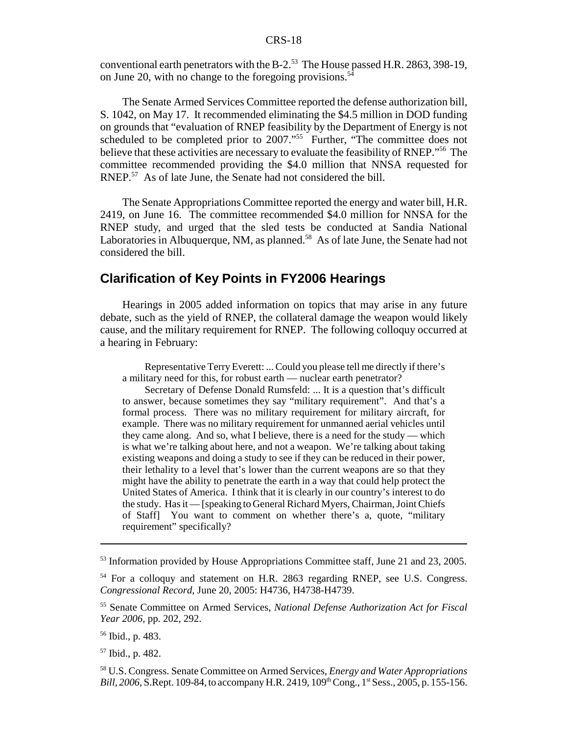conventional earth penetrators with the B-2.[53] The House passed H.R. 2863, 398-19, on June 20, with no change to the foregoing provisions.[54]

The Senate Armed Services Committee reported the defense authorization bill, S. 1042, on May 17. It recommended eliminating the \$4.5 million in DOD funding on grounds that "evaluation of RNEP feasibility by the Department of Energy is not scheduled to be completed prior to 2007."[55] Further, "The committee does not believe that these activities are necessary to evaluate the feasibility of RNEP."[56] The committee recommended providing the \$4.0 million that NNSA requested for RNEP.[57] As of late June, the Senate had not considered the bill.

The Senate Appropriations Committee reported the energy and water bill, H.R. 2419, on June 16. The committee recommended \$4.0 million for NNSA for the RNEP study, and urged that the sled tests be conducted at Sandia National Laboratories in Albuquerque, NM, as planned.[58] As of late June, the Senate had not considered the bill.

## Clarification of Key Points in FY2006 Hearings

Hearings in 2005 added information on topics that may arise in any future debate, such as the yield of RNEP, the collateral damage the weapon would likely cause, and the military requirement for RNEP. The following colloquy occurred at a hearing in February:

> Representative Terry Everett: ... Could you please tell me directly if there's a military need for this, for robust earth — nuclear earth penetrator?
>
> Secretary of Defense Donald Rumsfeld: ... It is a question that's difficult to answer, because sometimes they say "military requirement". And that's a formal process. There was no military requirement for military aircraft, for example. There was no military requirement for unmanned aerial vehicles until they came along. And so, what I believe, there is a need for the study — which is what we're talking about here, and not a weapon. We're talking about taking existing weapons and doing a study to see if they can be reduced in their power, their lethality to a level that's lower than the current weapons are so that they might have the ability to penetrate the earth in a way that could help protect the United States of America. I think that it is clearly in our country's interest to do the study. Has it — [speaking to General Richard Myers, Chairman, Joint Chiefs of Staff] You want to comment on whether there's a, quote, "military requirement" specifically?

---

[53] Information provided by House Appropriations Committee staff, June 21 and 23, 2005.

[54] For a colloquy and statement on H.R. 2863 regarding RNEP, see U.S. Congress. *Congressional Record,* June 20, 2005: H4736, H4738-H4739.

[55] Senate Committee on Armed Services, *National Defense Authorization Act for Fiscal Year 2006*, pp. 202, 292.

[56] Ibid., p. 483.

[57] Ibid., p. 482.

[58] U.S. Congress. Senate Committee on Armed Services, *Energy and Water Appropriations Bill, 2006*, S.Rept. 109-84, to accompany H.R. 2419, 109th Cong., 1st Sess., 2005, p. 155-156.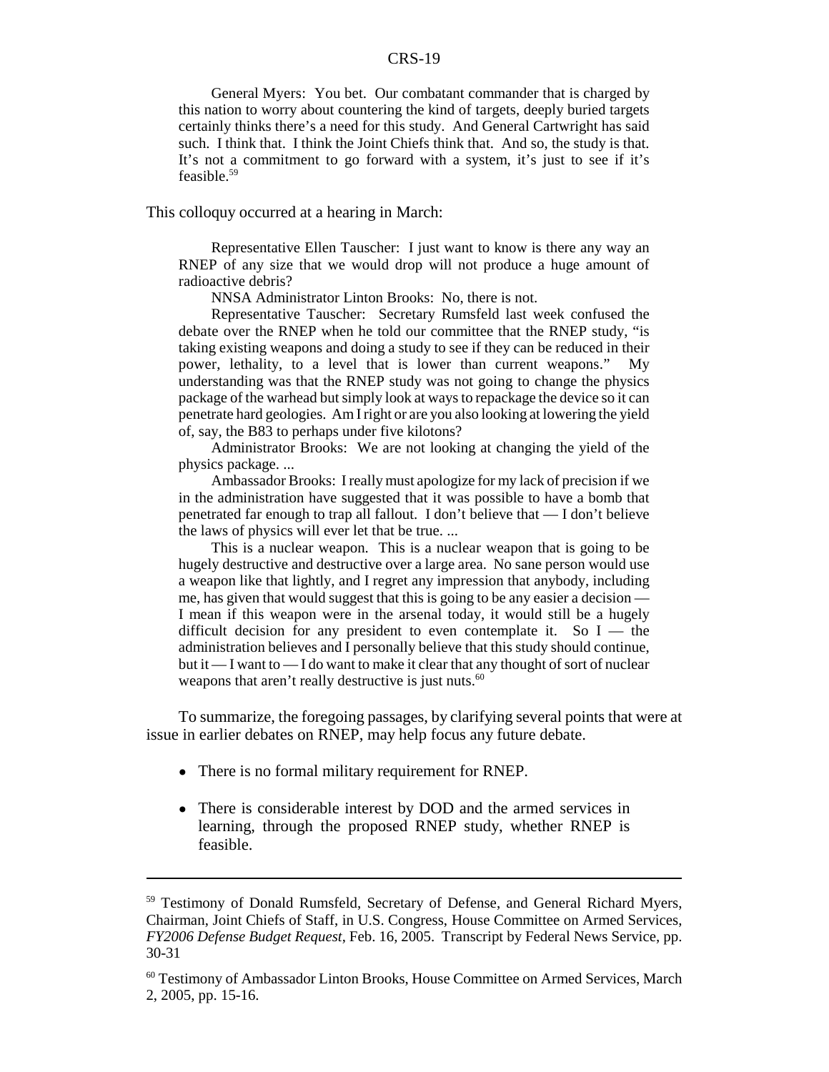General Myers: You bet. Our combatant commander that is charged by this nation to worry about countering the kind of targets, deeply buried targets certainly thinks there's a need for this study. And General Cartwright has said such. I think that. I think the Joint Chiefs think that. And so, the study is that. It's not a commitment to go forward with a system, it's just to see if it's feasible.[59]

This colloquy occurred at a hearing in March:

> Representative Ellen Tauscher: I just want to know is there any way an RNEP of any size that we would drop will not produce a huge amount of radioactive debris?
>
> NNSA Administrator Linton Brooks: No, there is not.
>
> Representative Tauscher: Secretary Rumsfeld last week confused the debate over the RNEP when he told our committee that the RNEP study, "is taking existing weapons and doing a study to see if they can be reduced in their power, lethality, to a level that is lower than current weapons." My understanding was that the RNEP study was not going to change the physics package of the warhead but simply look at ways to repackage the device so it can penetrate hard geologies. Am I right or are you also looking at lowering the yield of, say, the B83 to perhaps under five kilotons?
>
> Administrator Brooks: We are not looking at changing the yield of the physics package. ...
>
> Ambassador Brooks: I really must apologize for my lack of precision if we in the administration have suggested that it was possible to have a bomb that penetrated far enough to trap all fallout. I don't believe that — I don't believe the laws of physics will ever let that be true. ...
>
> This is a nuclear weapon. This is a nuclear weapon that is going to be hugely destructive and destructive over a large area. No sane person would use a weapon like that lightly, and I regret any impression that anybody, including me, has given that would suggest that this is going to be any easier a decision — I mean if this weapon were in the arsenal today, it would still be a hugely difficult decision for any president to even contemplate it. So I — the administration believes and I personally believe that this study should continue, but it — I want to — I do want to make it clear that any thought of sort of nuclear weapons that aren't really destructive is just nuts.[60]

To summarize, the foregoing passages, by clarifying several points that were at issue in earlier debates on RNEP, may help focus any future debate.

- There is no formal military requirement for RNEP.
- There is considerable interest by DOD and the armed services in learning, through the proposed RNEP study, whether RNEP is feasible.

---

[59] Testimony of Donald Rumsfeld, Secretary of Defense, and General Richard Myers, Chairman, Joint Chiefs of Staff, in U.S. Congress, House Committee on Armed Services, *FY2006 Defense Budget Request*, Feb. 16, 2005. Transcript by Federal News Service, pp. 30-31

[60] Testimony of Ambassador Linton Brooks, House Committee on Armed Services, March 2, 2005, pp. 15-16.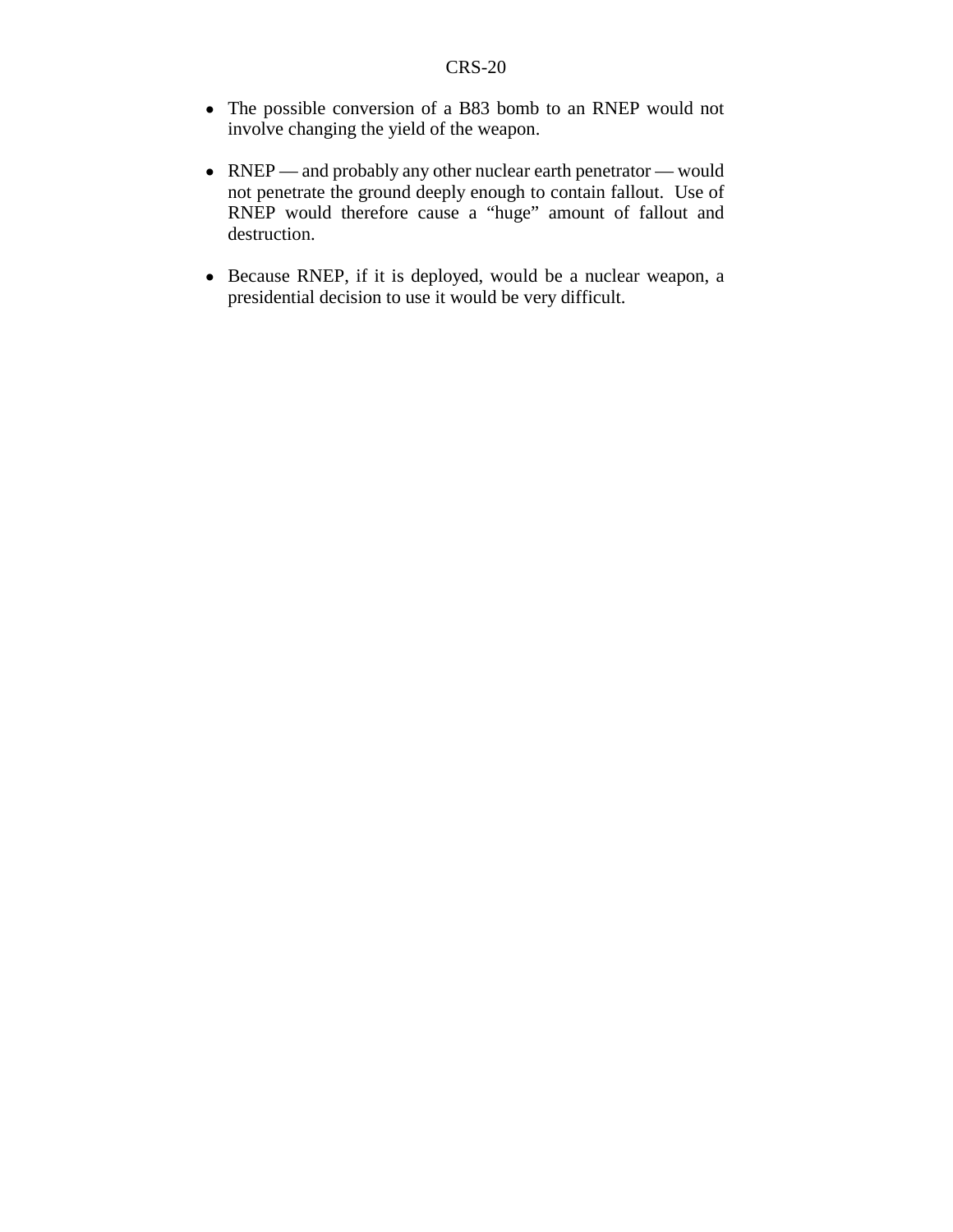- The possible conversion of a B83 bomb to an RNEP would not involve changing the yield of the weapon.

- RNEP — and probably any other nuclear earth penetrator — would not penetrate the ground deeply enough to contain fallout. Use of RNEP would therefore cause a "huge" amount of fallout and destruction.

- Because RNEP, if it is deployed, would be a nuclear weapon, a presidential decision to use it would be very difficult.